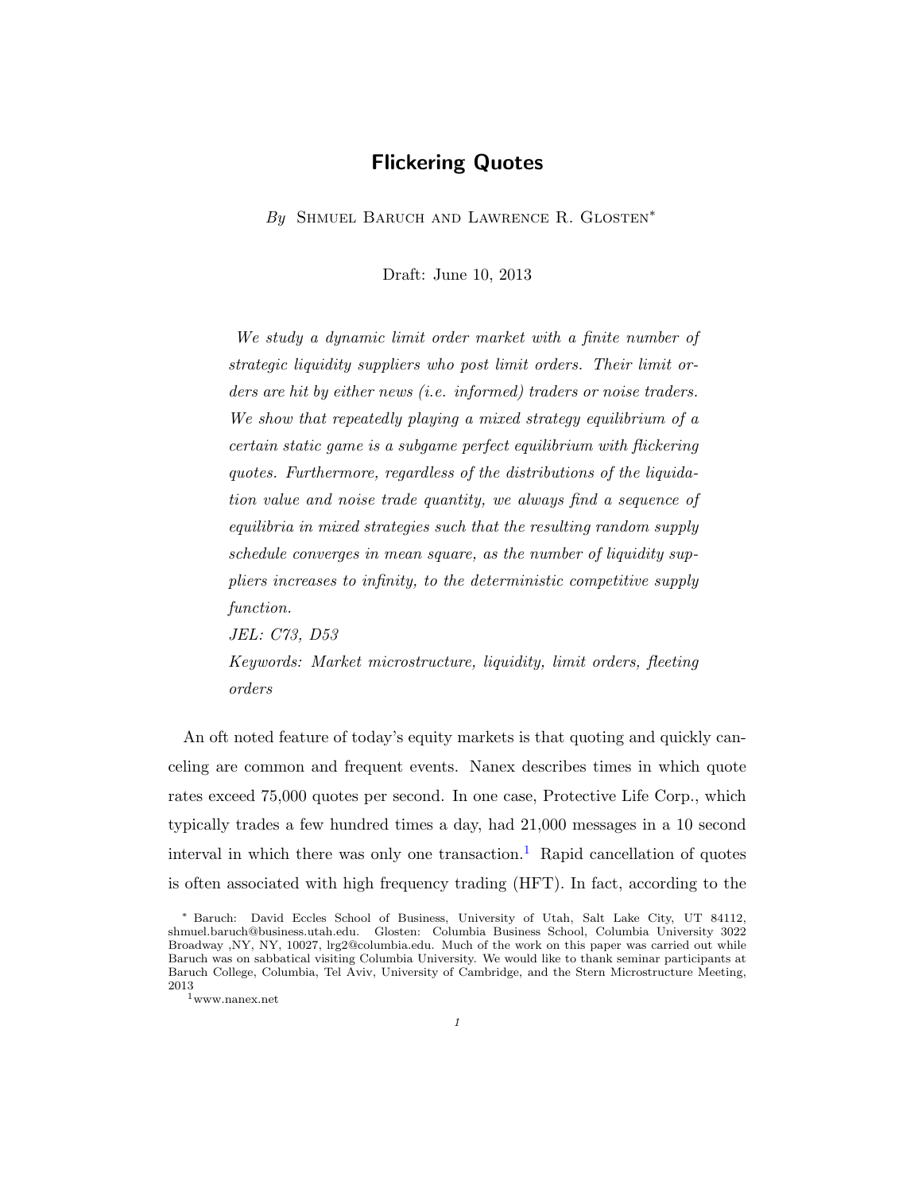# Flickering Quotes

*By* Shmuel Baruch and Lawrence R. Glosten*

Draft: June 10, 2013

*We study a dynamic limit order market with a finite number of strategic liquidity suppliers who post limit orders. Their limit orders are hit by either news (i.e. informed) traders or noise traders. We show that repeatedly playing a mixed strategy equilibrium of a certain static game is a subgame perfect equilibrium with flickering quotes. Furthermore, regardless of the distributions of the liquidation value and noise trade quantity, we always find a sequence of equilibria in mixed strategies such that the resulting random supply schedule converges in mean square, as the number of liquidity suppliers increases to infinity, to the deterministic competitive supply function.*

*JEL: C73, D53*

*Keywords: Market microstructure, liquidity, limit orders, fleeting orders*

An oft noted feature of today's equity markets is that quoting and quickly canceling are common and frequent events. Nanex describes times in which quote rates exceed 75,000 quotes per second. In one case, Protective Life Corp., which typically trades a few hundred times a day, had 21,000 messages in a 10 second interval in which there was only one transaction.[1] Rapid cancellation of quotes is often associated with high frequency trading (HFT). In fact, according to the

\* Baruch: David Eccles School of Business, University of Utah, Salt Lake City, UT 84112, shmuel.baruch@business.utah.edu. Glosten: Columbia Business School, Columbia University 3022 Broadway ,NY, NY, 10027, lrg2@columbia.edu. Much of the work on this paper was carried out while Baruch was on sabbatical visiting Columbia University. We would like to thank seminar participants at Baruch College, Columbia, Tel Aviv, University of Cambridge, and the Stern Microstructure Meeting, 2013

[1] www.nanex.net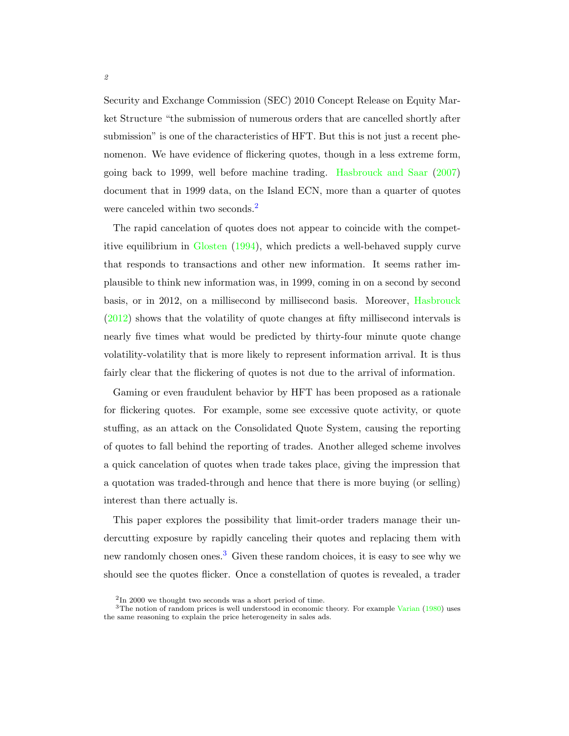Security and Exchange Commission (SEC) 2010 Concept Release on Equity Market Structure "the submission of numerous orders that are cancelled shortly after submission" is one of the characteristics of HFT. But this is not just a recent phenomenon. We have evidence of flickering quotes, though in a less extreme form, going back to 1999, well before machine trading. Hasbrouck and Saar (2007) document that in 1999 data, on the Island ECN, more than a quarter of quotes were canceled within two seconds.[2]

The rapid cancelation of quotes does not appear to coincide with the competitive equilibrium in Glosten (1994), which predicts a well-behaved supply curve that responds to transactions and other new information. It seems rather implausible to think new information was, in 1999, coming in on a second by second basis, or in 2012, on a millisecond by millisecond basis. Moreover, Hasbrouck (2012) shows that the volatility of quote changes at fifty millisecond intervals is nearly five times what would be predicted by thirty-four minute quote change volatility-volatility that is more likely to represent information arrival. It is thus fairly clear that the flickering of quotes is not due to the arrival of information.

Gaming or even fraudulent behavior by HFT has been proposed as a rationale for flickering quotes. For example, some see excessive quote activity, or quote stuffing, as an attack on the Consolidated Quote System, causing the reporting of quotes to fall behind the reporting of trades. Another alleged scheme involves a quick cancelation of quotes when trade takes place, giving the impression that a quotation was traded-through and hence that there is more buying (or selling) interest than there actually is.

This paper explores the possibility that limit-order traders manage their undercutting exposure by rapidly canceling their quotes and replacing them with new randomly chosen ones.[3] Given these random choices, it is easy to see why we should see the quotes flicker. Once a constellation of quotes is revealed, a trader

[2] In 2000 we thought two seconds was a short period of time.

[3] The notion of random prices is well understood in economic theory. For example Varian (1980) uses the same reasoning to explain the price heterogeneity in sales ads.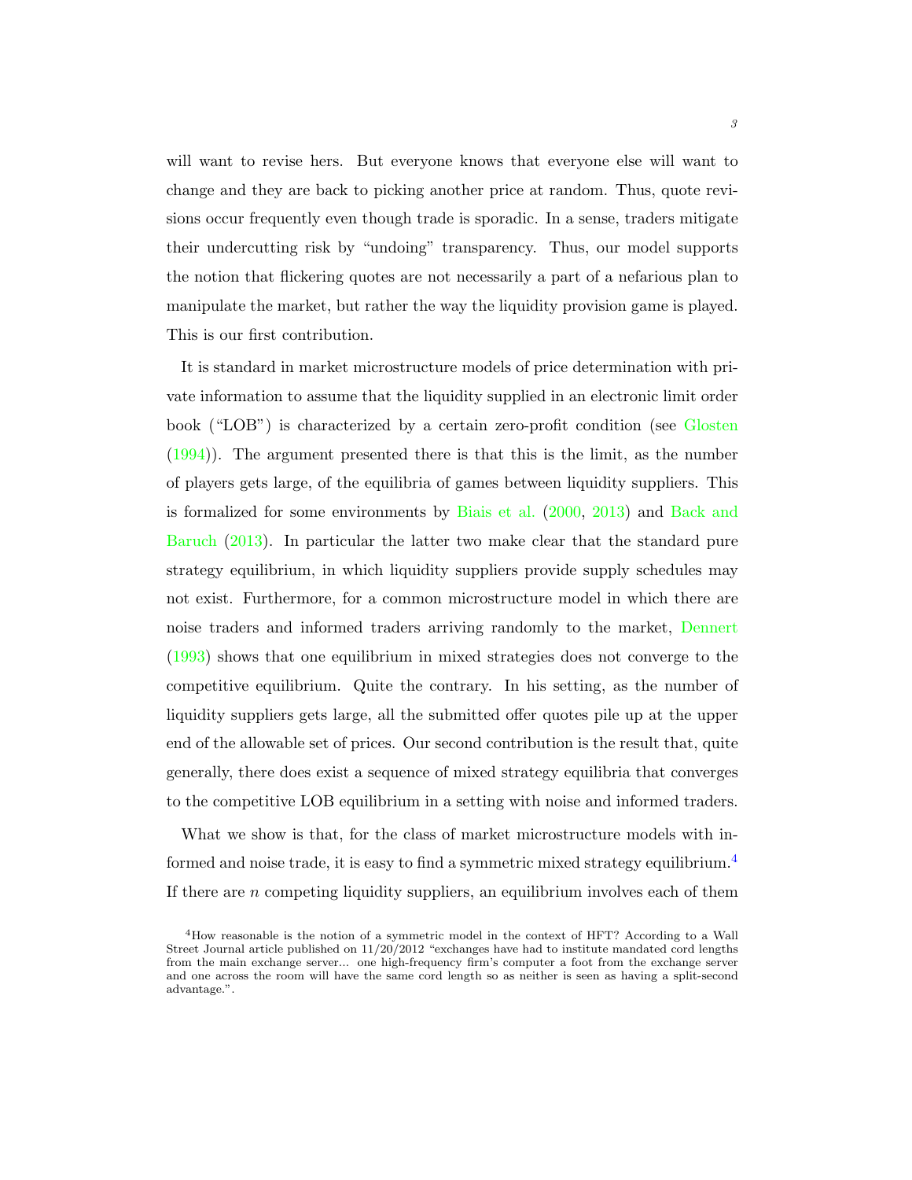will want to revise hers. But everyone knows that everyone else will want to change and they are back to picking another price at random. Thus, quote revisions occur frequently even though trade is sporadic. In a sense, traders mitigate their undercutting risk by "undoing" transparency. Thus, our model supports the notion that flickering quotes are not necessarily a part of a nefarious plan to manipulate the market, but rather the way the liquidity provision game is played. This is our first contribution.

It is standard in market microstructure models of price determination with private information to assume that the liquidity supplied in an electronic limit order book ("LOB") is characterized by a certain zero-profit condition (see Glosten (1994)). The argument presented there is that this is the limit, as the number of players gets large, of the equilibria of games between liquidity suppliers. This is formalized for some environments by Biais et al. (2000, 2013) and Back and Baruch (2013). In particular the latter two make clear that the standard pure strategy equilibrium, in which liquidity suppliers provide supply schedules may not exist. Furthermore, for a common microstructure model in which there are noise traders and informed traders arriving randomly to the market, Dennert (1993) shows that one equilibrium in mixed strategies does not converge to the competitive equilibrium. Quite the contrary. In his setting, as the number of liquidity suppliers gets large, all the submitted offer quotes pile up at the upper end of the allowable set of prices. Our second contribution is the result that, quite generally, there does exist a sequence of mixed strategy equilibria that converges to the competitive LOB equilibrium in a setting with noise and informed traders.

What we show is that, for the class of market microstructure models with informed and noise trade, it is easy to find a symmetric mixed strategy equilibrium.[4] If there are $n$ competing liquidity suppliers, an equilibrium involves each of them

[4] How reasonable is the notion of a symmetric model in the context of HFT? According to a Wall Street Journal article published on 11/20/2012 "exchanges have had to institute mandated cord lengths from the main exchange server... one high-frequency firm's computer a foot from the exchange server and one across the room will have the same cord length so as neither is seen as having a split-second advantage.".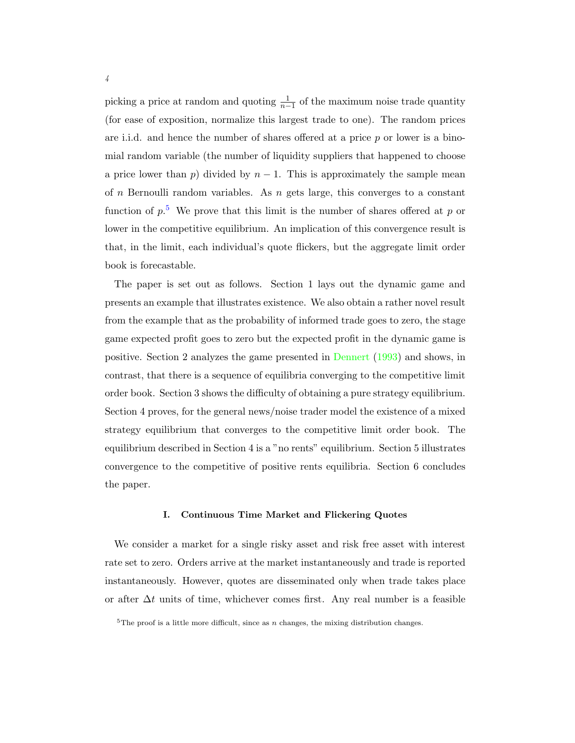picking a price at random and quoting $\frac{1}{n-1}$ of the maximum noise trade quantity (for ease of exposition, normalize this largest trade to one). The random prices are i.i.d. and hence the number of shares offered at a price $p$ or lower is a binomial random variable (the number of liquidity suppliers that happened to choose a price lower than $p$) divided by $n-1$. This is approximately the sample mean of $n$ Bernoulli random variables. As $n$ gets large, this converges to a constant function of $p$.[5] We prove that this limit is the number of shares offered at $p$ or lower in the competitive equilibrium. An implication of this convergence result is that, in the limit, each individual's quote flickers, but the aggregate limit order book is forecastable.

The paper is set out as follows. Section 1 lays out the dynamic game and presents an example that illustrates existence. We also obtain a rather novel result from the example that as the probability of informed trade goes to zero, the stage game expected profit goes to zero but the expected profit in the dynamic game is positive. Section 2 analyzes the game presented in Dennert (1993) and shows, in contrast, that there is a sequence of equilibria converging to the competitive limit order book. Section 3 shows the difficulty of obtaining a pure strategy equilibrium. Section 4 proves, for the general news/noise trader model the existence of a mixed strategy equilibrium that converges to the competitive limit order book. The equilibrium described in Section 4 is a "no rents" equilibrium. Section 5 illustrates convergence to the competitive of positive rents equilibria. Section 6 concludes the paper.

## I. Continuous Time Market and Flickering Quotes

We consider a market for a single risky asset and risk free asset with interest rate set to zero. Orders arrive at the market instantaneously and trade is reported instantaneously. However, quotes are disseminated only when trade takes place or after $\Delta t$ units of time, whichever comes first. Any real number is a feasible

[5] The proof is a little more difficult, since as $n$ changes, the mixing distribution changes.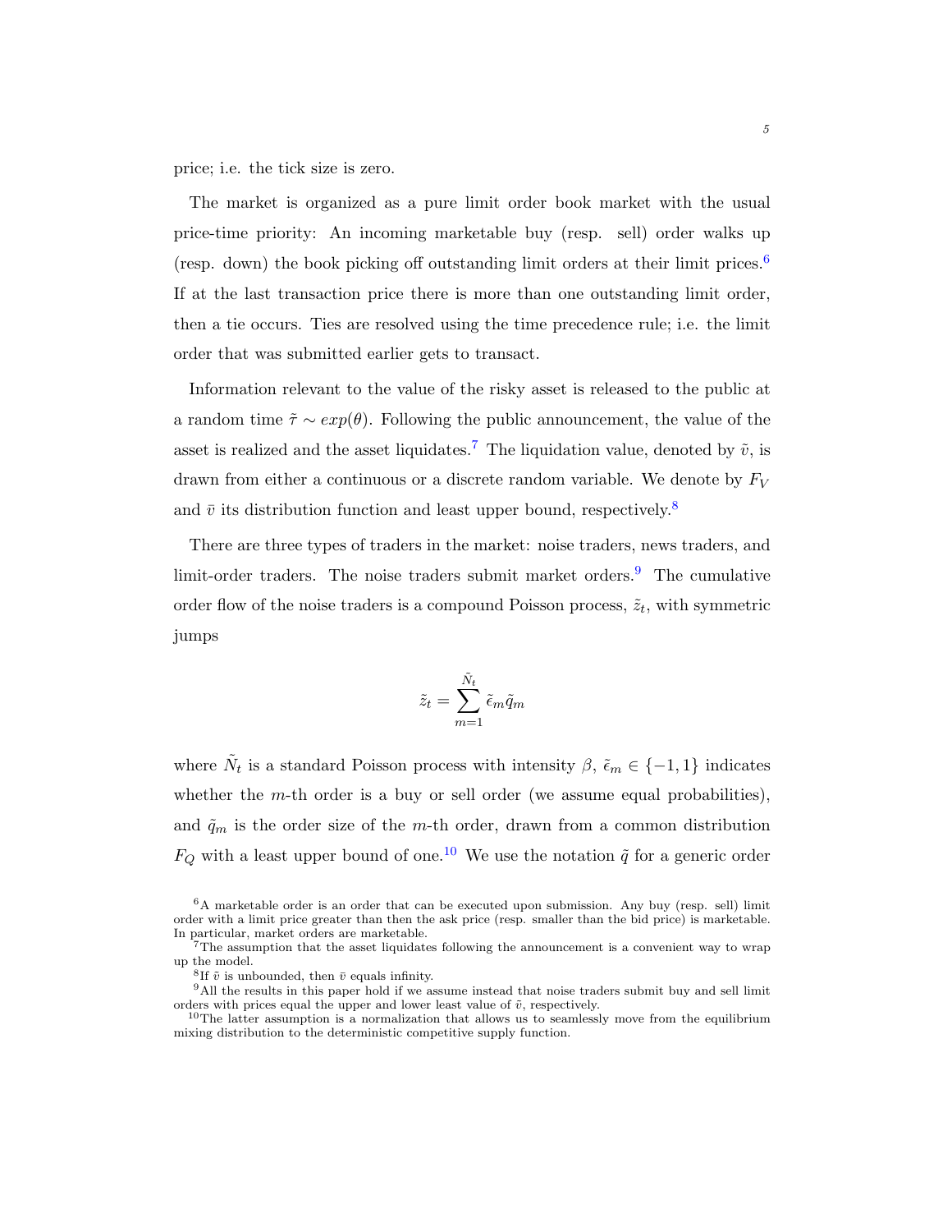price; i.e. the tick size is zero.

The market is organized as a pure limit order book market with the usual price-time priority: An incoming marketable buy (resp. sell) order walks up (resp. down) the book picking off outstanding limit orders at their limit prices.[6] If at the last transaction price there is more than one outstanding limit order, then a tie occurs. Ties are resolved using the time precedence rule; i.e. the limit order that was submitted earlier gets to transact.

Information relevant to the value of the risky asset is released to the public at a random time $\tilde{\tau} \sim exp(\theta)$. Following the public announcement, the value of the asset is realized and the asset liquidates.[7] The liquidation value, denoted by $\tilde{v}$, is drawn from either a continuous or a discrete random variable. We denote by $F_V$ and $\bar{v}$ its distribution function and least upper bound, respectively.[8]

There are three types of traders in the market: noise traders, news traders, and limit-order traders. The noise traders submit market orders.[9] The cumulative order flow of the noise traders is a compound Poisson process, $\tilde{z}_t$, with symmetric jumps

$$\tilde{z}_t = \sum_{m=1}^{\tilde{N}_t} \tilde{\epsilon}_m \tilde{q}_m$$

where $\tilde{N}_t$ is a standard Poisson process with intensity $\beta$, $\tilde{\epsilon}_m \in \{-1, 1\}$ indicates whether the $m$-th order is a buy or sell order (we assume equal probabilities), and $\tilde{q}_m$ is the order size of the $m$-th order, drawn from a common distribution $F_Q$ with a least upper bound of one.[10] We use the notation $\tilde{q}$ for a generic order

[6] A marketable order is an order that can be executed upon submission. Any buy (resp. sell) limit order with a limit price greater than then the ask price (resp. smaller than the bid price) is marketable. In particular, market orders are marketable.

[7] The assumption that the asset liquidates following the announcement is a convenient way to wrap up the model.

[8] If $\tilde{v}$ is unbounded, then $\bar{v}$ equals infinity.

[9] All the results in this paper hold if we assume instead that noise traders submit buy and sell limit orders with prices equal the upper and lower least value of $\tilde{v}$, respectively.

[10] The latter assumption is a normalization that allows us to seamlessly move from the equilibrium mixing distribution to the deterministic competitive supply function.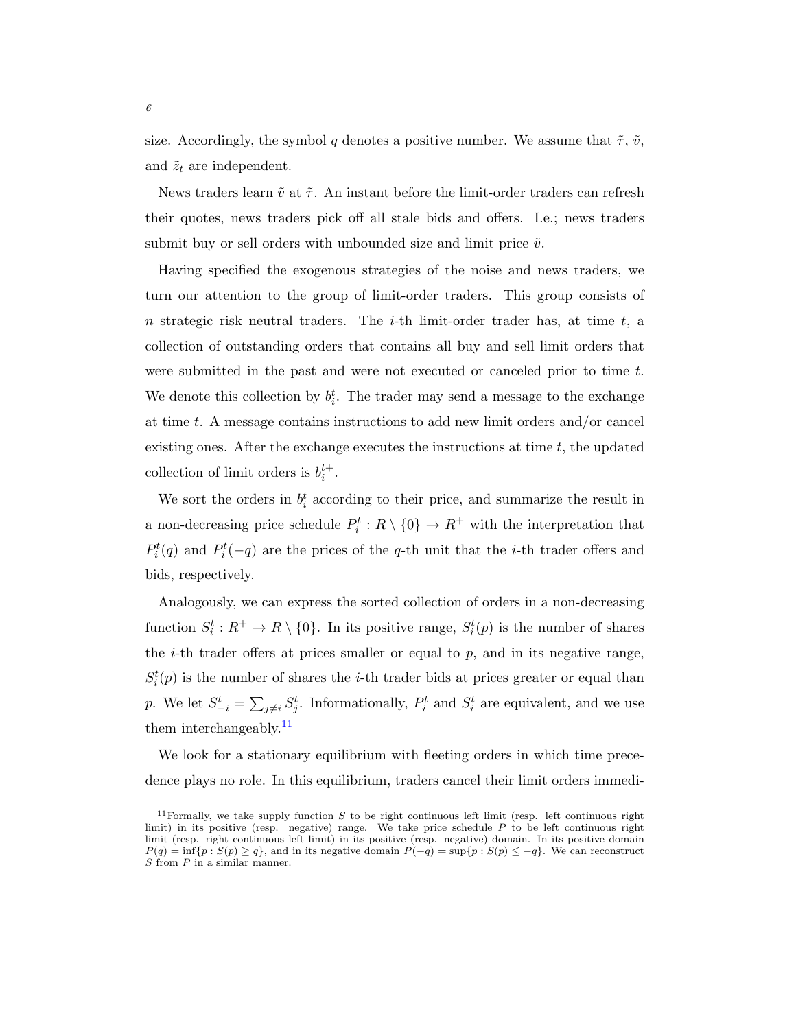size. Accordingly, the symbol $q$ denotes a positive number. We assume that $\tilde{\tau}$, $\tilde{v}$, and $\tilde{z}_t$ are independent.

News traders learn $\tilde{v}$ at $\tilde{\tau}$. An instant before the limit-order traders can refresh their quotes, news traders pick off all stale bids and offers. I.e.; news traders submit buy or sell orders with unbounded size and limit price $\tilde{v}$.

Having specified the exogenous strategies of the noise and news traders, we turn our attention to the group of limit-order traders. This group consists of $n$ strategic risk neutral traders. The $i$-th limit-order trader has, at time $t$, a collection of outstanding orders that contains all buy and sell limit orders that were submitted in the past and were not executed or canceled prior to time $t$. We denote this collection by $b_i^t$. The trader may send a message to the exchange at time $t$. A message contains instructions to add new limit orders and/or cancel existing ones. After the exchange executes the instructions at time $t$, the updated collection of limit orders is $b_i^{t+}$.

We sort the orders in $b_i^t$ according to their price, and summarize the result in a non-decreasing price schedule $P_i^t : R \setminus \{0\} \to R^+$ with the interpretation that $P_i^t(q)$ and $P_i^t(-q)$ are the prices of the $q$-th unit that the $i$-th trader offers and bids, respectively.

Analogously, we can express the sorted collection of orders in a non-decreasing function $S_i^t : R^+ \to R \setminus \{0\}$. In its positive range, $S_i^t(p)$ is the number of shares the $i$-th trader offers at prices smaller or equal to $p$, and in its negative range, $S_i^t(p)$ is the number of shares the $i$-th trader bids at prices greater or equal than $p$. We let $S_{-i}^t = \sum_{j \neq i} S_j^t$. Informationally, $P_i^t$ and $S_i^t$ are equivalent, and we use them interchangeably.[11]

We look for a stationary equilibrium with fleeting orders in which time precedence plays no role. In this equilibrium, traders cancel their limit orders immedi-

[11] Formally, we take supply function $S$ to be right continuous left limit (resp. left continuous right limit) in its positive (resp. negative) range. We take price schedule $P$ to be left continuous right limit (resp. right continuous left limit) in its positive (resp. negative) domain. In its positive domain $P(q) = \inf\{p : S(p) \geq q\}$, and in its negative domain $P(-q) = \sup\{p : S(p) \leq -q\}$. We can reconstruct $S$ from $P$ in a similar manner.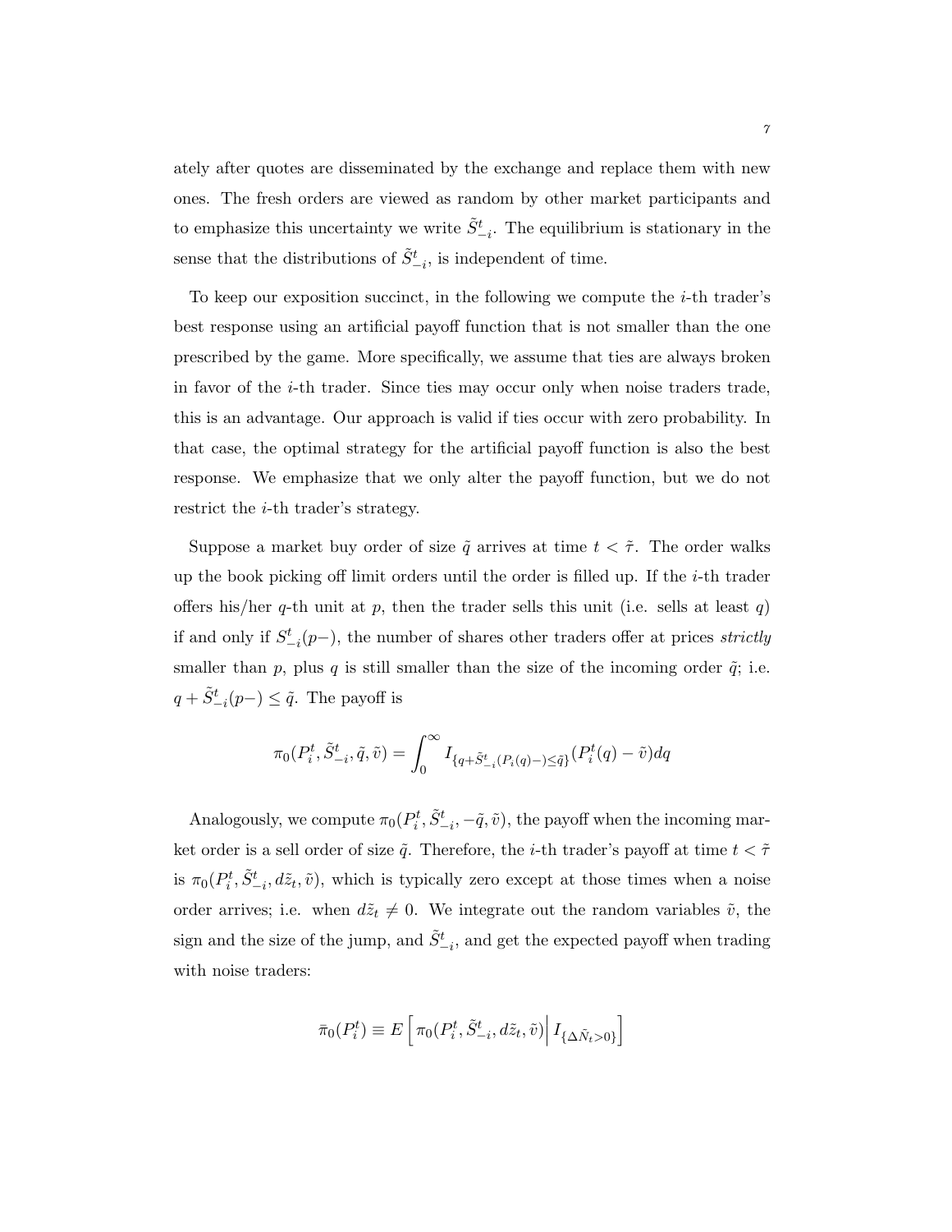ately after quotes are disseminated by the exchange and replace them with new ones. The fresh orders are viewed as random by other market participants and to emphasize this uncertainty we write $\tilde{S}^t_{-i}$. The equilibrium is stationary in the sense that the distributions of $\tilde{S}^t_{-i}$, is independent of time.

To keep our exposition succinct, in the following we compute the $i$-th trader's best response using an artificial payoff function that is not smaller than the one prescribed by the game. More specifically, we assume that ties are always broken in favor of the $i$-th trader. Since ties may occur only when noise traders trade, this is an advantage. Our approach is valid if ties occur with zero probability. In that case, the optimal strategy for the artificial payoff function is also the best response. We emphasize that we only alter the payoff function, but we do not restrict the $i$-th trader's strategy.

Suppose a market buy order of size $\tilde{q}$ arrives at time $t < \tilde{\tau}$. The order walks up the book picking off limit orders until the order is filled up. If the $i$-th trader offers his/her $q$-th unit at $p$, then the trader sells this unit (i.e. sells at least $q$) if and only if $S^t_{-i}(p-)$, the number of shares other traders offer at prices *strictly* smaller than $p$, plus $q$ is still smaller than the size of the incoming order $\tilde{q}$; i.e. $q + \tilde{S}^t_{-i}(p-) \leq \tilde{q}$. The payoff is

$$\pi_0(P^t_i, \tilde{S}^t_{-i}, \tilde{q}, \tilde{v}) = \int_0^\infty I_{\{q+\tilde{S}^t_{-i}(P_i(q)-)\leq\tilde{q}\}}(P^t_i(q) - \tilde{v})dq$$

Analogously, we compute $\pi_0(P^t_i, \tilde{S}^t_{-i}, -\tilde{q}, \tilde{v})$, the payoff when the incoming market order is a sell order of size $\tilde{q}$. Therefore, the $i$-th trader's payoff at time $t < \tilde{\tau}$ is $\pi_0(P^t_i, \tilde{S}^t_{-i}, d\tilde{z}_t, \tilde{v})$, which is typically zero except at those times when a noise order arrives; i.e. when $d\tilde{z}_t \neq 0$. We integrate out the random variables $\tilde{v}$, the sign and the size of the jump, and $\tilde{S}^t_{-i}$, and get the expected payoff when trading with noise traders:

$$\bar{\pi}_0(P^t_i) \equiv E\left[\pi_0(P^t_i, \tilde{S}^t_{-i}, d\tilde{z}_t, \tilde{v})\middle| I_{\{\Delta\tilde{N}_t>0\}}\right]$$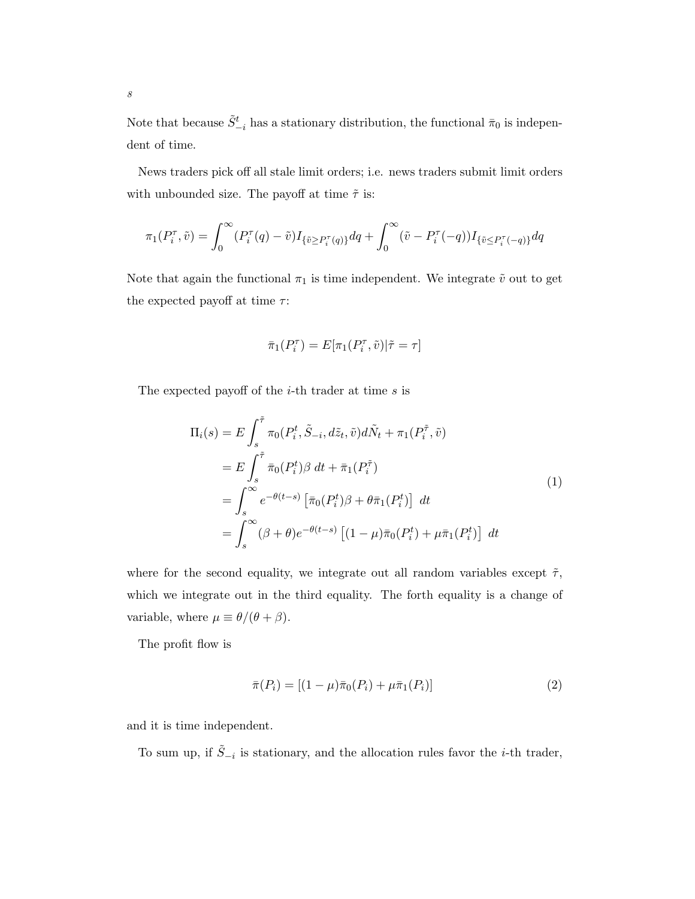Note that because $\tilde{S}^t_{-i}$ has a stationary distribution, the functional $\bar{\pi}_0$ is independent of time.

News traders pick off all stale limit orders; i.e. news traders submit limit orders with unbounded size. The payoff at time $\tilde{\tau}$ is:

$$\pi_1(P_i^\tau, \tilde{v}) = \int_0^\infty (P_i^\tau(q) - \tilde{v}) I_{\{\tilde{v} \geq P_i^\tau(q)\}} dq + \int_0^\infty (\tilde{v} - P_i^\tau(-q)) I_{\{\tilde{v} \leq P_i^\tau(-q)\}} dq$$

Note that again the functional $\pi_1$ is time independent. We integrate $\tilde{v}$ out to get the expected payoff at time $\tau$:

$$\bar{\pi}_1(P_i^\tau) = E[\pi_1(P_i^\tau, \tilde{v}) | \tilde{\tau} = \tau]$$

The expected payoff of the $i$-th trader at time $s$ is

$$\begin{aligned}
\Pi_i(s) &= E \int_s^{\tilde{\tau}} \pi_0(P_i^t, \tilde{S}_{-i}, d\tilde{z}_t, \tilde{v}) d\tilde{N}_t + \pi_1(P_i^{\tilde{\tau}}, \tilde{v}) \\
&= E \int_s^{\tilde{\tau}} \bar{\pi}_0(P_i^t) \beta \; dt + \bar{\pi}_1(P_i^{\tilde{\tau}}) \\
&= \int_s^\infty e^{-\theta(t-s)} \left[ \bar{\pi}_0(P_i^t) \beta + \theta \bar{\pi}_1(P_i^t) \right] \; dt \\
&= \int_s^\infty (\beta + \theta) e^{-\theta(t-s)} \left[ (1 - \mu) \bar{\pi}_0(P_i^t) + \mu \bar{\pi}_1(P_i^t) \right] \; dt
\end{aligned} \tag{1}$$

where for the second equality, we integrate out all random variables except $\tilde{\tau}$, which we integrate out in the third equality. The forth equality is a change of variable, where $\mu \equiv \theta/(\theta + \beta)$.

The profit flow is

$$\bar{\pi}(P_i) = [(1 - \mu)\bar{\pi}_0(P_i) + \mu \bar{\pi}_1(P_i)] \tag{2}$$

and it is time independent.

To sum up, if $\tilde{S}_{-i}$ is stationary, and the allocation rules favor the $i$-th trader,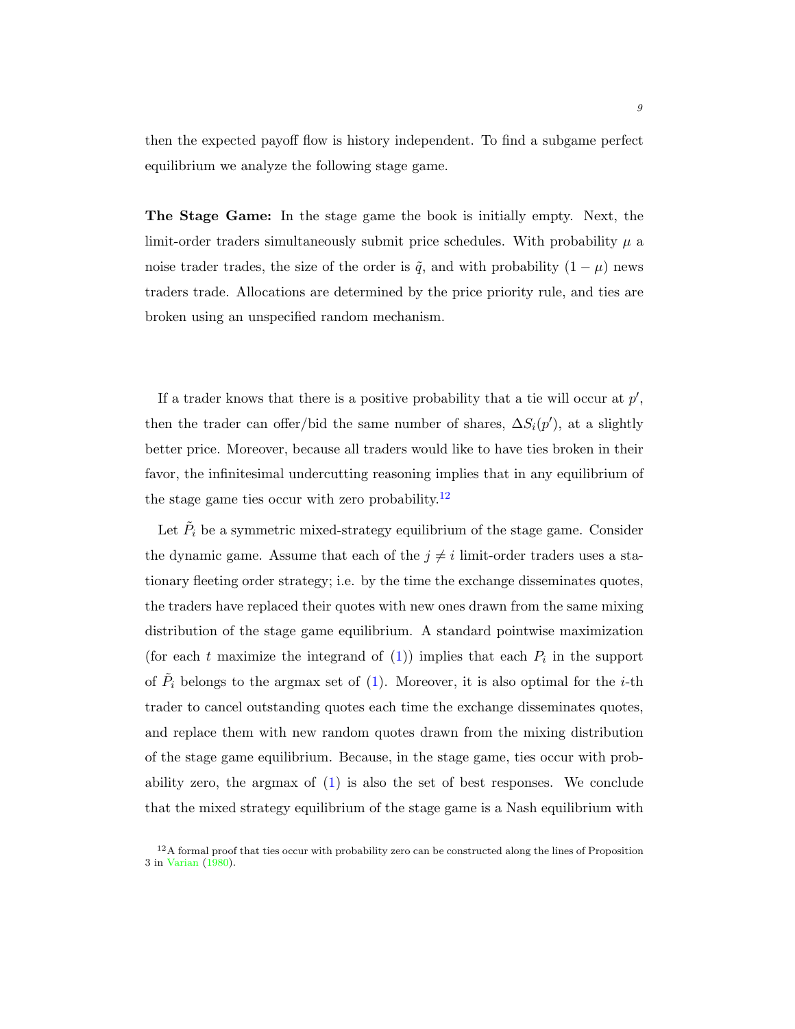then the expected payoff flow is history independent. To find a subgame perfect equilibrium we analyze the following stage game.

**The Stage Game:** In the stage game the book is initially empty. Next, the limit-order traders simultaneously submit price schedules. With probability $\mu$ a noise trader trades, the size of the order is $\tilde{q}$, and with probability $(1-\mu)$ news traders trade. Allocations are determined by the price priority rule, and ties are broken using an unspecified random mechanism.

If a trader knows that there is a positive probability that a tie will occur at $p'$, then the trader can offer/bid the same number of shares, $\Delta S_i(p')$, at a slightly better price. Moreover, because all traders would like to have ties broken in their favor, the infinitesimal undercutting reasoning implies that in any equilibrium of the stage game ties occur with zero probability.[12]

Let $\tilde{P}_i$ be a symmetric mixed-strategy equilibrium of the stage game. Consider the dynamic game. Assume that each of the $j \neq i$ limit-order traders uses a stationary fleeting order strategy; i.e. by the time the exchange disseminates quotes, the traders have replaced their quotes with new ones drawn from the same mixing distribution of the stage game equilibrium. A standard pointwise maximization (for each $t$ maximize the integrand of (1)) implies that each $P_i$ in the support of $\tilde{P}_i$ belongs to the argmax set of (1). Moreover, it is also optimal for the $i$-th trader to cancel outstanding quotes each time the exchange disseminates quotes, and replace them with new random quotes drawn from the mixing distribution of the stage game equilibrium. Because, in the stage game, ties occur with probability zero, the argmax of (1) is also the set of best responses. We conclude that the mixed strategy equilibrium of the stage game is a Nash equilibrium with

[12] A formal proof that ties occur with probability zero can be constructed along the lines of Proposition 3 in Varian (1980).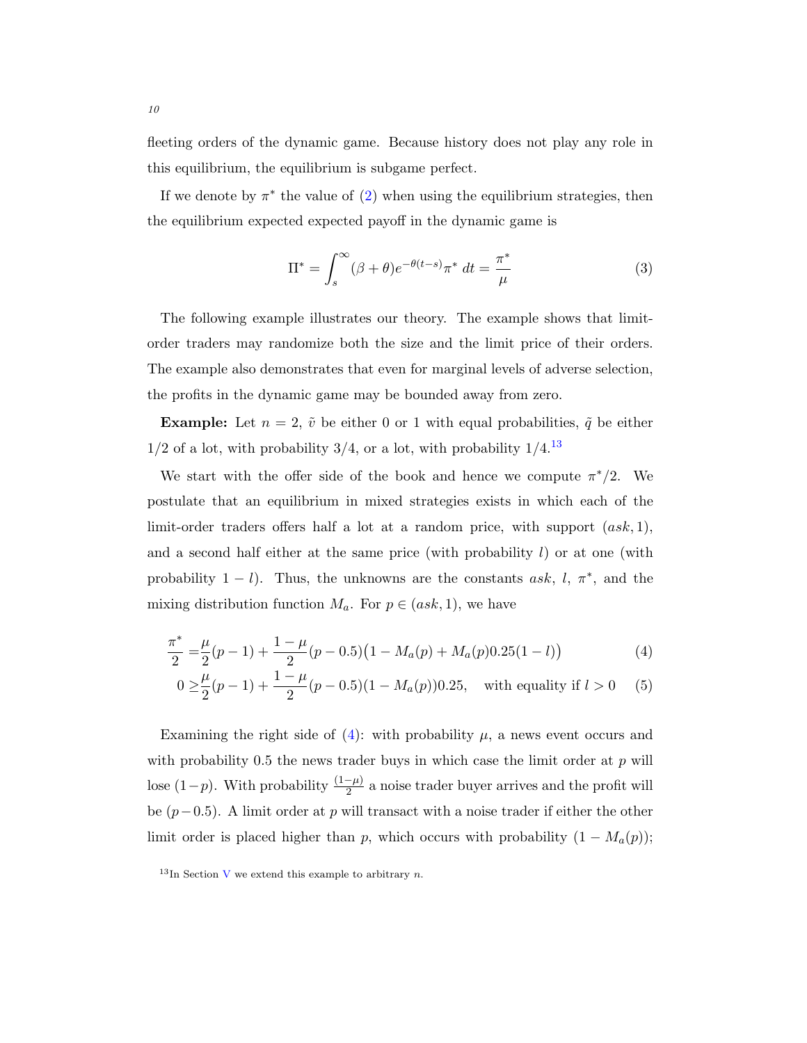fleeting orders of the dynamic game. Because history does not play any role in this equilibrium, the equilibrium is subgame perfect.

If we denote by $\pi^*$ the value of (2) when using the equilibrium strategies, then the equilibrium expected expected payoff in the dynamic game is

$$\Pi^* = \int_s^\infty (\beta + \theta) e^{-\theta(t-s)} \pi^* \, dt = \frac{\pi^*}{\mu} \tag{3}$$

The following example illustrates our theory. The example shows that limit-order traders may randomize both the size and the limit price of their orders. The example also demonstrates that even for marginal levels of adverse selection, the profits in the dynamic game may be bounded away from zero.

**Example:** Let $n = 2$, $\tilde{v}$ be either 0 or 1 with equal probabilities, $\tilde{q}$ be either 1/2 of a lot, with probability 3/4, or a lot, with probability 1/4.[13]

We start with the offer side of the book and hence we compute $\pi^*/2$. We postulate that an equilibrium in mixed strategies exists in which each of the limit-order traders offers half a lot at a random price, with support $(ask, 1)$, and a second half either at the same price (with probability $l$) or at one (with probability $1 - l$). Thus, the unknowns are the constants $ask$, $l$, $\pi^*$, and the mixing distribution function $M_a$. For $p \in (ask, 1)$, we have

$$\frac{\pi^*}{2} = \frac{\mu}{2}(p-1) + \frac{1-\mu}{2}(p-0.5)\big(1 - M_a(p) + M_a(p)0.25(1-l)\big) \tag{4}$$

$$0 \geq \frac{\mu}{2}(p-1) + \frac{1-\mu}{2}(p-0.5)(1-M_a(p))0.25, \quad \text{with equality if } l > 0 \tag{5}$$

Examining the right side of (4): with probability $\mu$, a news event occurs and with probability 0.5 the news trader buys in which case the limit order at $p$ will lose $(1-p)$. With probability $\frac{(1-\mu)}{2}$ a noise trader buyer arrives and the profit will be $(p-0.5)$. A limit order at $p$ will transact with a noise trader if either the other limit order is placed higher than $p$, which occurs with probability $(1 - M_a(p))$;

[13] In Section V we extend this example to arbitrary $n$.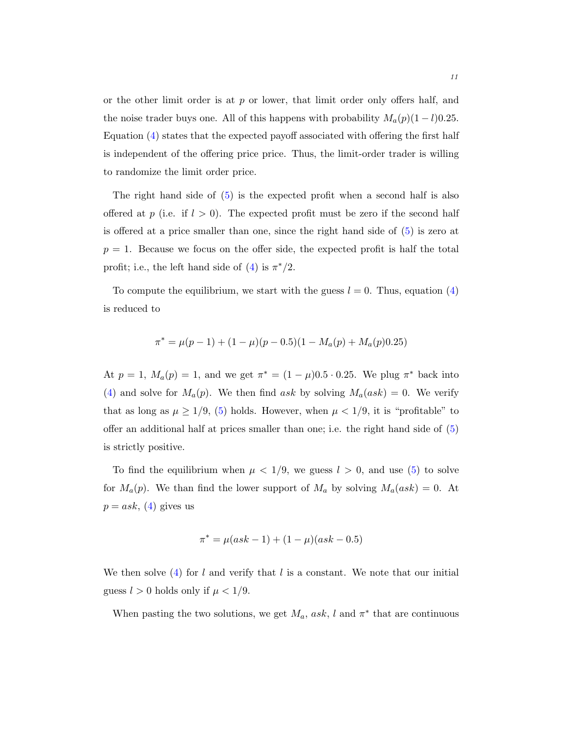or the other limit order is at $p$ or lower, that limit order only offers half, and the noise trader buys one. All of this happens with probability $M_a(p)(1-l)0.25$. Equation (4) states that the expected payoff associated with offering the first half is independent of the offering price price. Thus, the limit-order trader is willing to randomize the limit order price.

The right hand side of (5) is the expected profit when a second half is also offered at $p$ (i.e. if $l > 0$). The expected profit must be zero if the second half is offered at a price smaller than one, since the right hand side of (5) is zero at $p = 1$. Because we focus on the offer side, the expected profit is half the total profit; i.e., the left hand side of (4) is $\pi^*/2$.

To compute the equilibrium, we start with the guess $l = 0$. Thus, equation (4) is reduced to

$$\pi^* = \mu(p-1) + (1-\mu)(p-0.5)(1 - M_a(p) + M_a(p)0.25)$$

At $p = 1$, $M_a(p) = 1$, and we get $\pi^* = (1-\mu)0.5 \cdot 0.25$. We plug $\pi^*$ back into (4) and solve for $M_a(p)$. We then find $ask$ by solving $M_a(ask) = 0$. We verify that as long as $\mu \geq 1/9$, (5) holds. However, when $\mu < 1/9$, it is "profitable" to offer an additional half at prices smaller than one; i.e. the right hand side of (5) is strictly positive.

To find the equilibrium when $\mu < 1/9$, we guess $l > 0$, and use (5) to solve for $M_a(p)$. We than find the lower support of $M_a$ by solving $M_a(ask) = 0$. At $p = ask$, (4) gives us

$$\pi^* = \mu(ask - 1) + (1-\mu)(ask - 0.5)$$

We then solve (4) for $l$ and verify that $l$ is a constant. We note that our initial guess $l > 0$ holds only if $\mu < 1/9$.

When pasting the two solutions, we get $M_a$, $ask$, $l$ and $\pi^*$ that are continuous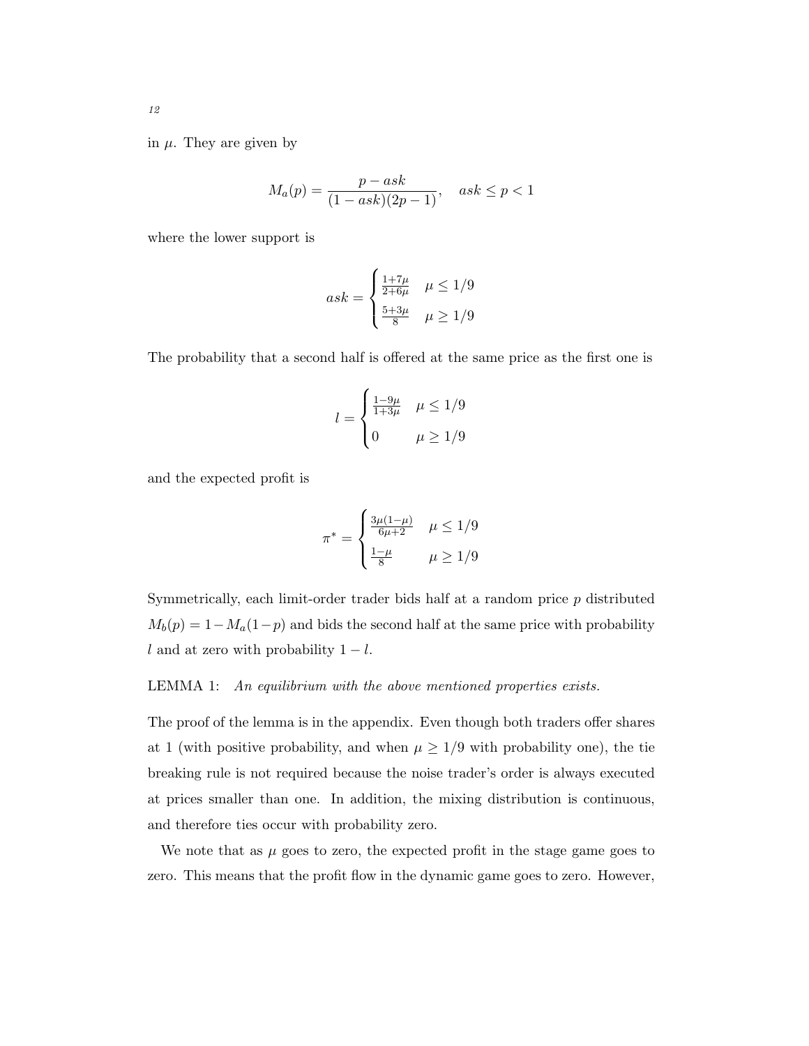in $\mu$. They are given by

$$M_a(p) = \frac{p - ask}{(1 - ask)(2p - 1)}, \quad ask \leq p < 1$$

where the lower support is

$$ask = \begin{cases} \frac{1+7\mu}{2+6\mu} & \mu \leq 1/9 \\ \frac{5+3\mu}{8} & \mu \geq 1/9 \end{cases}$$

The probability that a second half is offered at the same price as the first one is

$$l = \begin{cases} \frac{1-9\mu}{1+3\mu} & \mu \leq 1/9 \\ 0 & \mu \geq 1/9 \end{cases}$$

and the expected profit is

$$\pi^* = \begin{cases} \frac{3\mu(1-\mu)}{6\mu+2} & \mu \leq 1/9 \\ \frac{1-\mu}{8} & \mu \geq 1/9 \end{cases}$$

Symmetrically, each limit-order trader bids half at a random price $p$ distributed $M_b(p) = 1 - M_a(1-p)$ and bids the second half at the same price with probability $l$ and at zero with probability $1 - l$.

LEMMA 1: *An equilibrium with the above mentioned properties exists.*

The proof of the lemma is in the appendix. Even though both traders offer shares at 1 (with positive probability, and when $\mu \geq 1/9$ with probability one), the tie breaking rule is not required because the noise trader's order is always executed at prices smaller than one. In addition, the mixing distribution is continuous, and therefore ties occur with probability zero.

We note that as $\mu$ goes to zero, the expected profit in the stage game goes to zero. This means that the profit flow in the dynamic game goes to zero. However,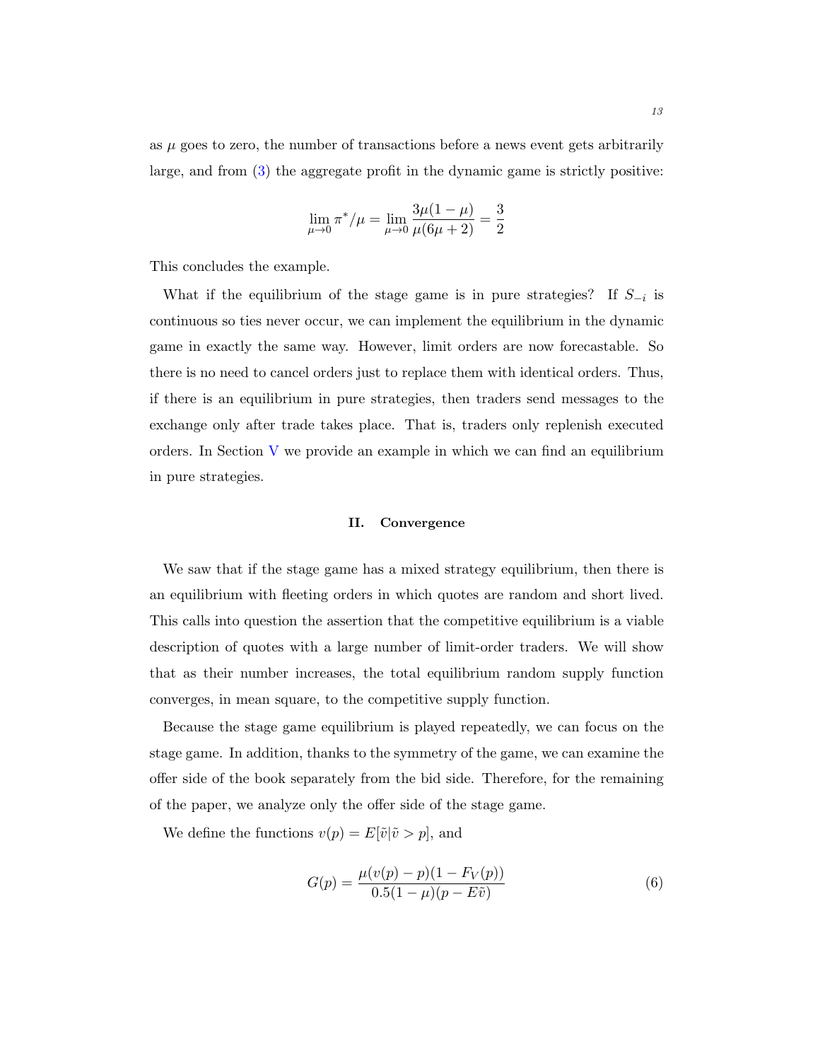as $\mu$ goes to zero, the number of transactions before a news event gets arbitrarily large, and from (3) the aggregate profit in the dynamic game is strictly positive:

$$\lim_{\mu \to 0} \pi^*/\mu = \lim_{\mu \to 0} \frac{3\mu(1-\mu)}{\mu(6\mu+2)} = \frac{3}{2}$$

This concludes the example.

What if the equilibrium of the stage game is in pure strategies? If $S_{-i}$ is continuous so ties never occur, we can implement the equilibrium in the dynamic game in exactly the same way. However, limit orders are now forecastable. So there is no need to cancel orders just to replace them with identical orders. Thus, if there is an equilibrium in pure strategies, then traders send messages to the exchange only after trade takes place. That is, traders only replenish executed orders. In Section V we provide an example in which we can find an equilibrium in pure strategies.

## II. Convergence

We saw that if the stage game has a mixed strategy equilibrium, then there is an equilibrium with fleeting orders in which quotes are random and short lived. This calls into question the assertion that the competitive equilibrium is a viable description of quotes with a large number of limit-order traders. We will show that as their number increases, the total equilibrium random supply function converges, in mean square, to the competitive supply function.

Because the stage game equilibrium is played repeatedly, we can focus on the stage game. In addition, thanks to the symmetry of the game, we can examine the offer side of the book separately from the bid side. Therefore, for the remaining of the paper, we analyze only the offer side of the stage game.

We define the functions $v(p) = E[\tilde{v}|\tilde{v} > p]$, and

$$G(p) = \frac{\mu(v(p) - p)(1 - F_V(p))}{0.5(1-\mu)(p - E\tilde{v})} \tag{6}$$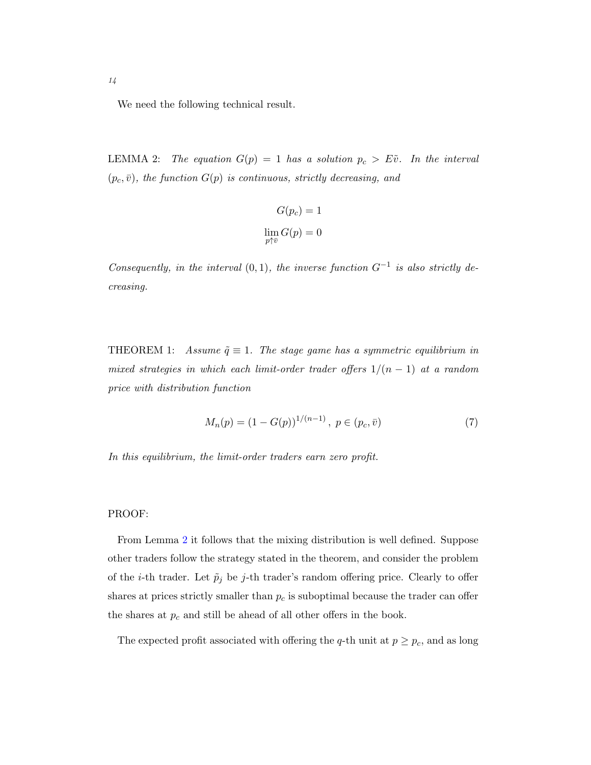We need the following technical result.

LEMMA 2: *The equation $G(p) = 1$ has a solution $p_c > E\tilde{v}$. In the interval $(p_c, \bar{v})$, the function $G(p)$ is continuous, strictly decreasing, and*

$$G(p_c) = 1$$

$$\lim_{p \uparrow \bar{v}} G(p) = 0$$

*Consequently, in the interval $(0, 1)$, the inverse function $G^{-1}$ is also strictly decreasing.*

THEOREM 1: *Assume $\tilde{q} \equiv 1$. The stage game has a symmetric equilibrium in mixed strategies in which each limit-order trader offers $1/(n-1)$ at a random price with distribution function*

$$M_n(p) = (1 - G(p))^{1/(n-1)}, \; p \in (p_c, \bar{v}) \tag{7}$$

*In this equilibrium, the limit-order traders earn zero profit.*

PROOF:

From Lemma 2 it follows that the mixing distribution is well defined. Suppose other traders follow the strategy stated in the theorem, and consider the problem of the $i$-th trader. Let $\tilde{p}_j$ be $j$-th trader's random offering price. Clearly to offer shares at prices strictly smaller than $p_c$ is suboptimal because the trader can offer the shares at $p_c$ and still be ahead of all other offers in the book.

The expected profit associated with offering the $q$-th unit at $p \geq p_c$, and as long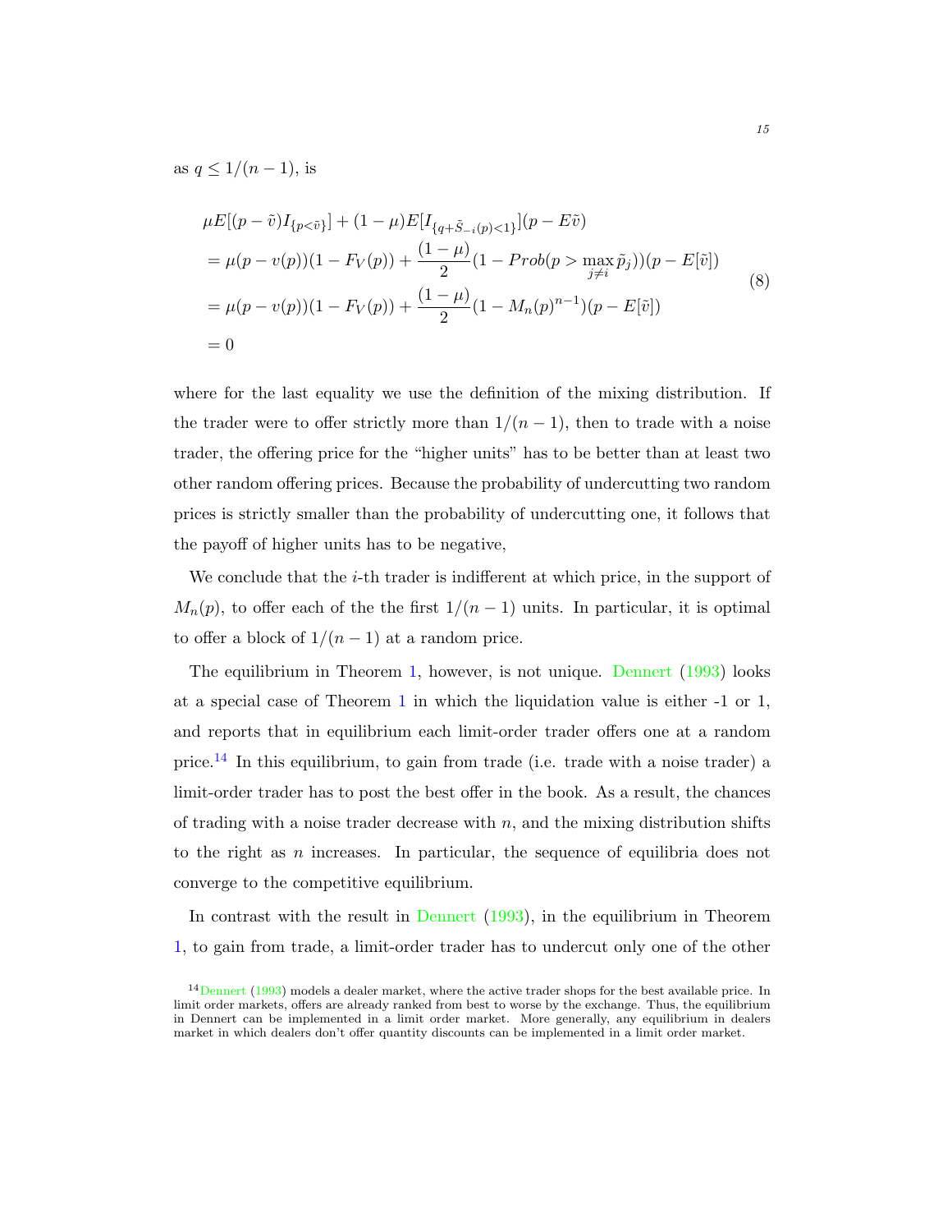as $q \leq 1/(n-1)$, is

$$
\begin{aligned}
&\mu E[(p-\tilde{v})I_{\{p<\tilde{v}\}}] + (1-\mu)E[I_{\{q+\tilde{S}_{-i}(p)<1\}}](p - E\tilde{v}) \\
&= \mu(p - v(p))(1 - F_V(p)) + \frac{(1-\mu)}{2}(1 - Prob(p > \max_{j \neq i} \tilde{p}_j))(p - E[\tilde{v}]) \\
&= \mu(p - v(p))(1 - F_V(p)) + \frac{(1-\mu)}{2}(1 - M_n(p)^{n-1})(p - E[\tilde{v}]) \\
&= 0
\end{aligned}
\tag{8}
$$

where for the last equality we use the definition of the mixing distribution. If the trader were to offer strictly more than $1/(n-1)$, then to trade with a noise trader, the offering price for the "higher units" has to be better than at least two other random offering prices. Because the probability of undercutting two random prices is strictly smaller than the probability of undercutting one, it follows that the payoff of higher units has to be negative,

We conclude that the $i$-th trader is indifferent at which price, in the support of $M_n(p)$, to offer each of the the first $1/(n-1)$ units. In particular, it is optimal to offer a block of $1/(n-1)$ at a random price.

The equilibrium in Theorem 1, however, is not unique. Dennert (1993) looks at a special case of Theorem 1 in which the liquidation value is either -1 or 1, and reports that in equilibrium each limit-order trader offers one at a random price.[14] In this equilibrium, to gain from trade (i.e. trade with a noise trader) a limit-order trader has to post the best offer in the book. As a result, the chances of trading with a noise trader decrease with $n$, and the mixing distribution shifts to the right as $n$ increases. In particular, the sequence of equilibria does not converge to the competitive equilibrium.

In contrast with the result in Dennert (1993), in the equilibrium in Theorem 1, to gain from trade, a limit-order trader has to undercut only one of the other

[14] Dennert (1993) models a dealer market, where the active trader shops for the best available price. In limit order markets, offers are already ranked from best to worse by the exchange. Thus, the equilibrium in Dennert can be implemented in a limit order market. More generally, any equilibrium in dealers market in which dealers don't offer quantity discounts can be implemented in a limit order market.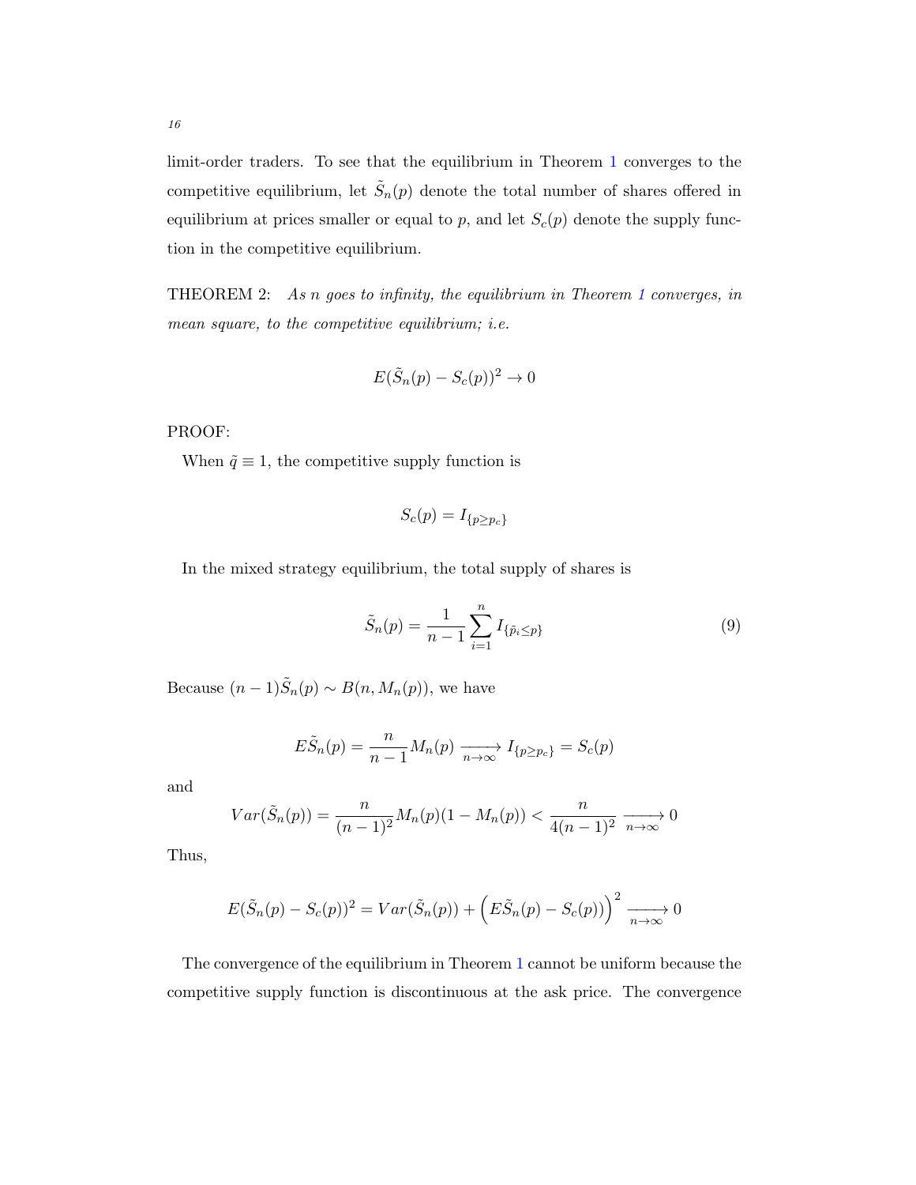limit-order traders. To see that the equilibrium in Theorem 1 converges to the competitive equilibrium, let $\tilde{S}_n(p)$ denote the total number of shares offered in equilibrium at prices smaller or equal to $p$, and let $S_c(p)$ denote the supply function in the competitive equilibrium.

THEOREM 2: *As $n$ goes to infinity, the equilibrium in Theorem 1 converges, in mean square, to the competitive equilibrium; i.e.*

$$E(\tilde{S}_n(p) - S_c(p))^2 \to 0$$

PROOF:

When $\tilde{q} \equiv 1$, the competitive supply function is

$$S_c(p) = I_{\{p \geq p_c\}}$$

In the mixed strategy equilibrium, the total supply of shares is

$$\tilde{S}_n(p) = \frac{1}{n-1} \sum_{i=1}^{n} I_{\{\tilde{p}_i \leq p\}} \tag{9}$$

Because $(n-1)\tilde{S}_n(p) \sim B(n, M_n(p))$, we have

$$E\tilde{S}_n(p) = \frac{n}{n-1} M_n(p) \xrightarrow[n \to \infty]{} I_{\{p \geq p_c\}} = S_c(p)$$

and

$$Var(\tilde{S}_n(p)) = \frac{n}{(n-1)^2} M_n(p)(1 - M_n(p)) < \frac{n}{4(n-1)^2} \xrightarrow[n \to \infty]{} 0$$

Thus,

$$E(\tilde{S}_n(p) - S_c(p))^2 = Var(\tilde{S}_n(p)) + \left(E\tilde{S}_n(p) - S_c(p)\right)^2 \xrightarrow[n \to \infty]{} 0$$

The convergence of the equilibrium in Theorem 1 cannot be uniform because the competitive supply function is discontinuous at the ask price. The convergence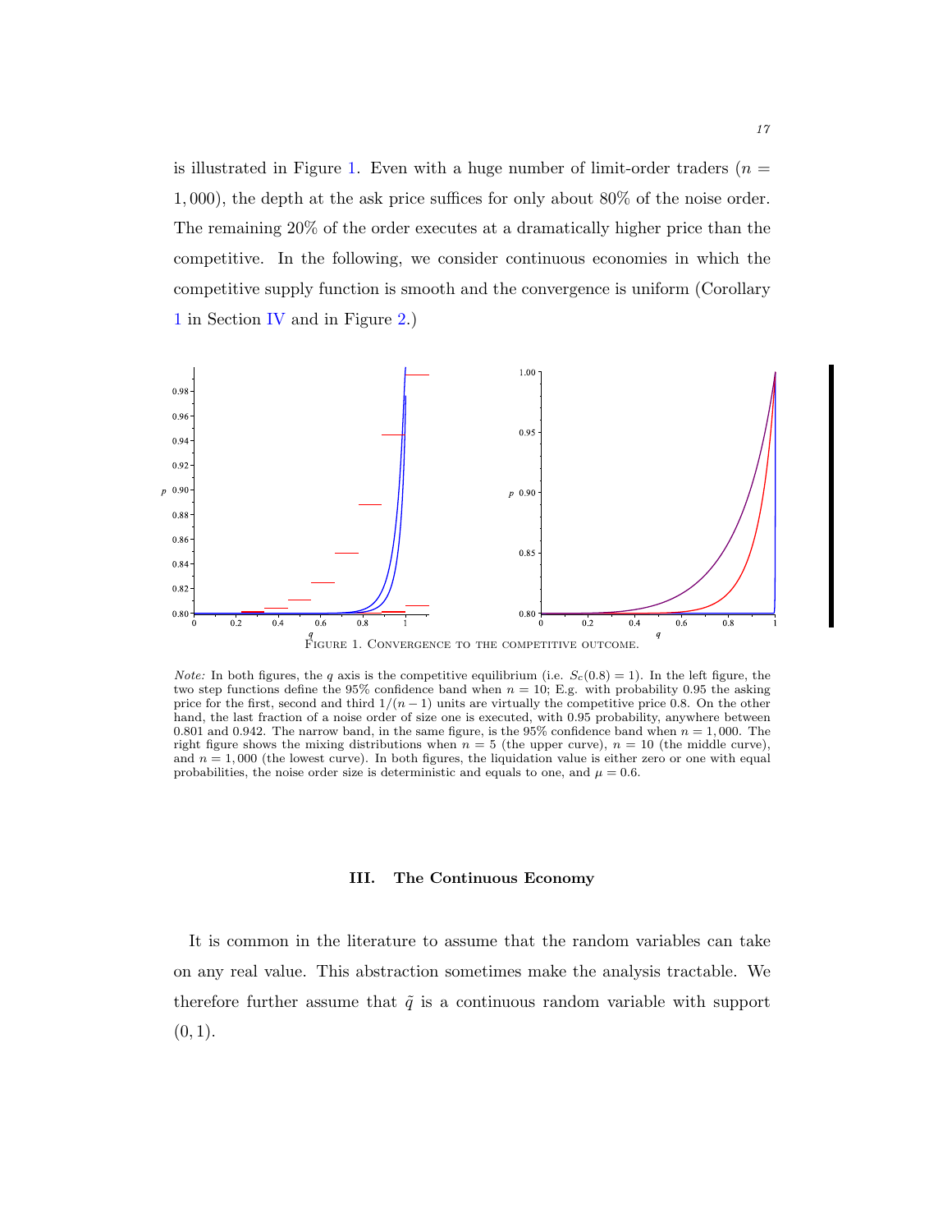is illustrated in Figure 1. Even with a huge number of limit-order traders ($n = 1,000$), the depth at the ask price suffices for only about 80% of the noise order. The remaining 20% of the order executes at a dramatically higher price than the competitive. In the following, we consider continuous economies in which the competitive supply function is smooth and the convergence is uniform (Corollary 1 in Section IV and in Figure 2.)

Figure 1. Convergence to the competitive outcome.

*Note:* In both figures, the $q$ axis is the competitive equilibrium (i.e. $S_c(0.8) = 1$). In the left figure, the two step functions define the 95% confidence band when $n = 10$; E.g. with probability 0.95 the asking price for the first, second and third $1/(n-1)$ units are virtually the competitive price 0.8. On the other hand, the last fraction of a noise order of size one is executed, with 0.95 probability, anywhere between 0.801 and 0.942. The narrow band, in the same figure, is the 95% confidence band when $n = 1,000$. The right figure shows the mixing distributions when $n = 5$ (the upper curve), $n = 10$ (the middle curve), and $n = 1,000$ (the lowest curve). In both figures, the liquidation value is either zero or one with equal probabilities, the noise order size is deterministic and equals to one, and $\mu = 0.6$.

### III. The Continuous Economy

It is common in the literature to assume that the random variables can take on any real value. This abstraction sometimes make the analysis tractable. We therefore further assume that $\tilde{q}$ is a continuous random variable with support $(0, 1)$.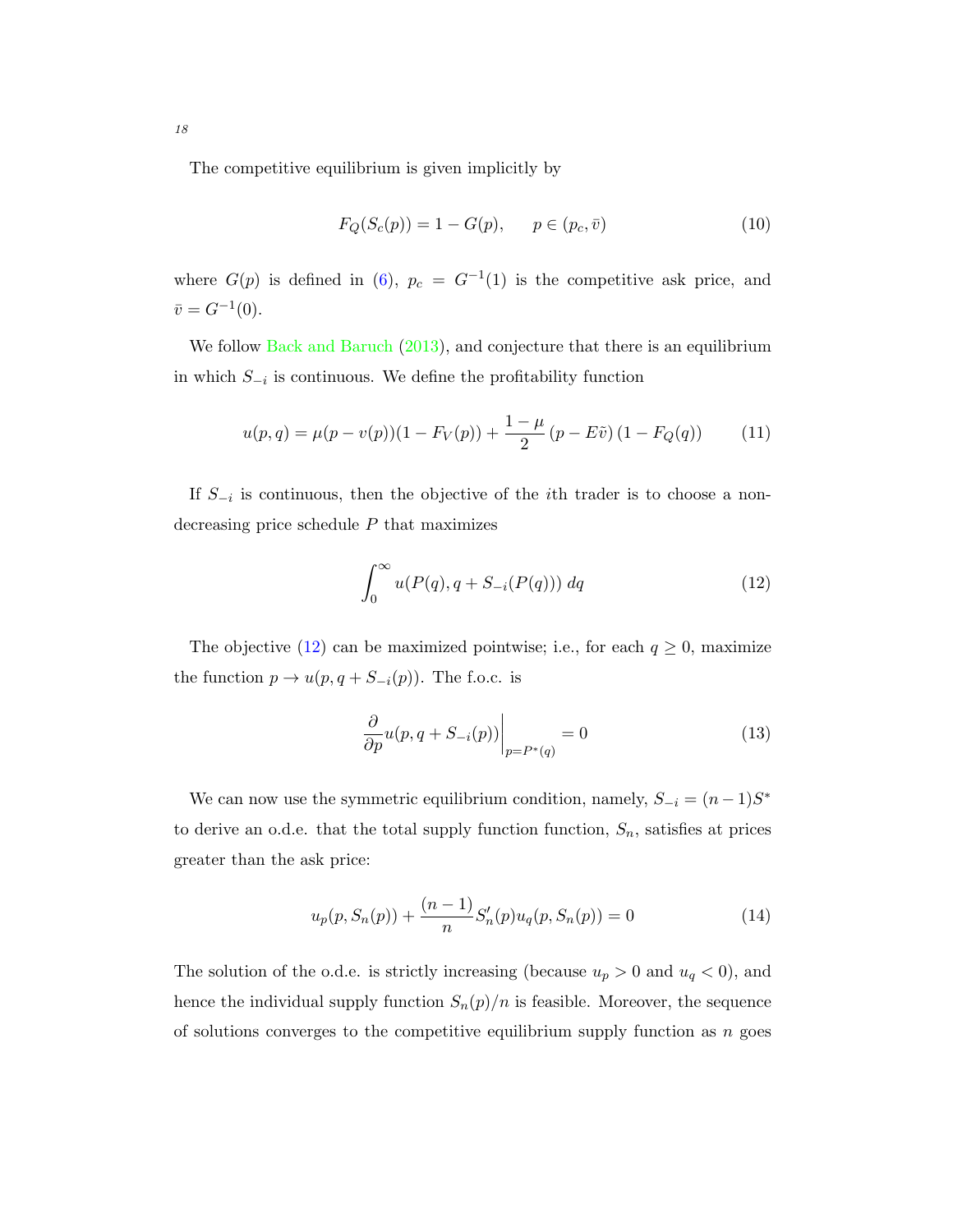The competitive equilibrium is given implicitly by

$$F_Q(S_c(p)) = 1 - G(p), \qquad p \in (p_c, \bar{v}) \tag{10}$$

where $G(p)$ is defined in (6), $p_c = G^{-1}(1)$ is the competitive ask price, and $\bar{v} = G^{-1}(0)$.

We follow Back and Baruch (2013), and conjecture that there is an equilibrium in which $S_{-i}$ is continuous. We define the profitability function

$$u(p,q) = \mu(p - v(p))(1 - F_V(p)) + \frac{1-\mu}{2}\left(p - E\tilde{v}\right)\left(1 - F_Q(q)\right) \tag{11}$$

If $S_{-i}$ is continuous, then the objective of the $i$th trader is to choose a non-decreasing price schedule $P$ that maximizes

$$\int_0^\infty u(P(q), q + S_{-i}(P(q)))\, dq \tag{12}$$

The objective (12) can be maximized pointwise; i.e., for each $q \geq 0$, maximize the function $p \to u(p, q + S_{-i}(p))$. The f.o.c. is

$$\left.\frac{\partial}{\partial p} u(p, q + S_{-i}(p))\right|_{p = P^*(q)} = 0 \tag{13}$$

We can now use the symmetric equilibrium condition, namely, $S_{-i} = (n-1)S^*$ to derive an o.d.e. that the total supply function function, $S_n$, satisfies at prices greater than the ask price:

$$u_p(p, S_n(p)) + \frac{(n-1)}{n} S_n'(p) u_q(p, S_n(p)) = 0 \tag{14}$$

The solution of the o.d.e. is strictly increasing (because $u_p > 0$ and $u_q < 0$), and hence the individual supply function $S_n(p)/n$ is feasible. Moreover, the sequence of solutions converges to the competitive equilibrium supply function as $n$ goes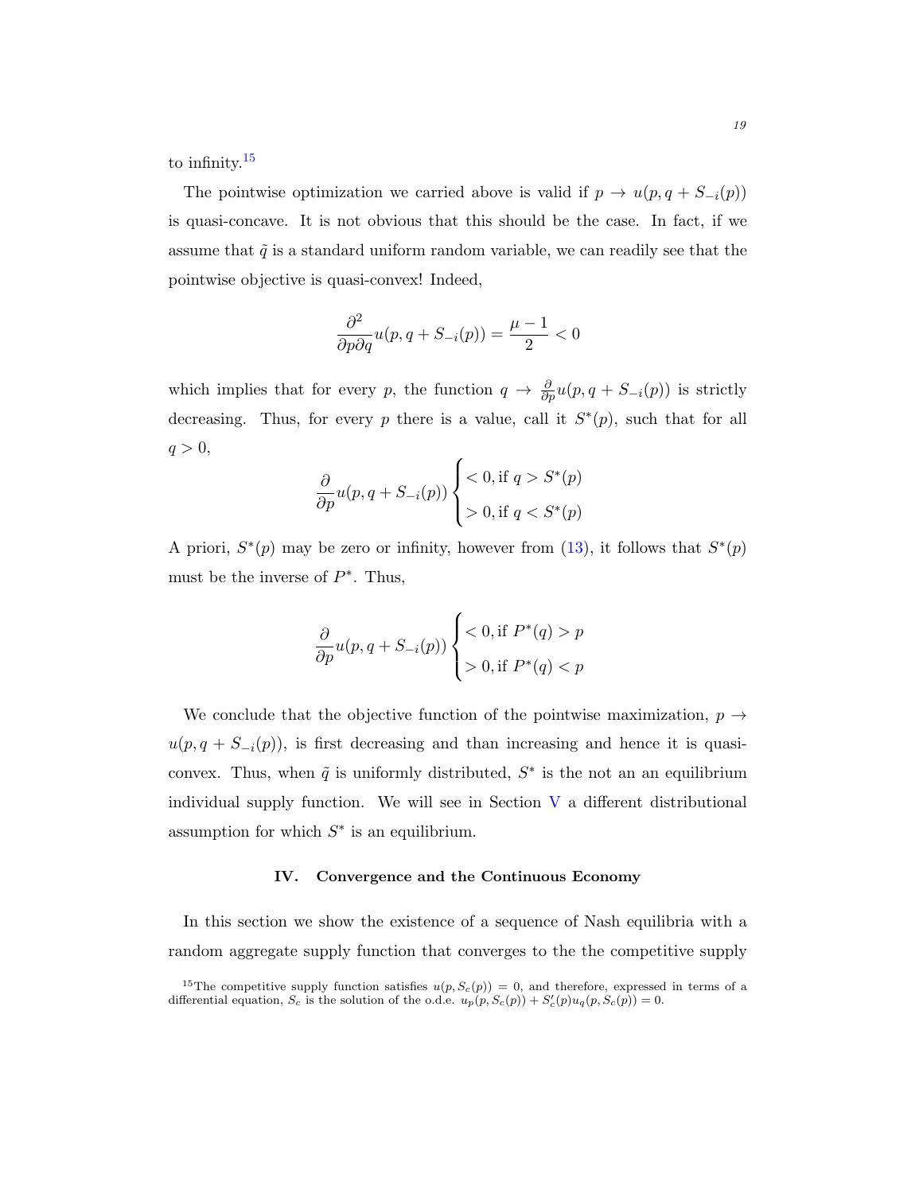to infinity.[15]

The pointwise optimization we carried above is valid if $p \to u(p, q + S_{-i}(p))$ is quasi-concave. It is not obvious that this should be the case. In fact, if we assume that $\tilde{q}$ is a standard uniform random variable, we can readily see that the pointwise objective is quasi-convex! Indeed,

$$\frac{\partial^2}{\partial p \partial q} u(p, q + S_{-i}(p)) = \frac{\mu - 1}{2} < 0$$

which implies that for every $p$, the function $q \to \frac{\partial}{\partial p} u(p, q + S_{-i}(p))$ is strictly decreasing. Thus, for every $p$ there is a value, call it $S^*(p)$, such that for all $q > 0$,

$$\frac{\partial}{\partial p} u(p, q + S_{-i}(p)) \begin{cases} < 0, \text{if } q > S^*(p) \\ > 0, \text{if } q < S^*(p) \end{cases}$$

A priori, $S^*(p)$ may be zero or infinity, however from (13), it follows that $S^*(p)$ must be the inverse of $P^*$. Thus,

$$\frac{\partial}{\partial p} u(p, q + S_{-i}(p)) \begin{cases} < 0, \text{if } P^*(q) > p \\ > 0, \text{if } P^*(q) < p \end{cases}$$

We conclude that the objective function of the pointwise maximization, $p \to u(p, q + S_{-i}(p))$, is first decreasing and than increasing and hence it is quasi-convex. Thus, when $\tilde{q}$ is uniformly distributed, $S^*$ is the not an an equilibrium individual supply function. We will see in Section V a different distributional assumption for which $S^*$ is an equilibrium.

## IV. Convergence and the Continuous Economy

In this section we show the existence of a sequence of Nash equilibria with a random aggregate supply function that converges to the the competitive supply

[15]The competitive supply function satisfies $u(p, S_c(p)) = 0$, and therefore, expressed in terms of a differential equation, $S_c$ is the solution of the o.d.e. $u_p(p, S_c(p)) + S_c'(p) u_q(p, S_c(p)) = 0$.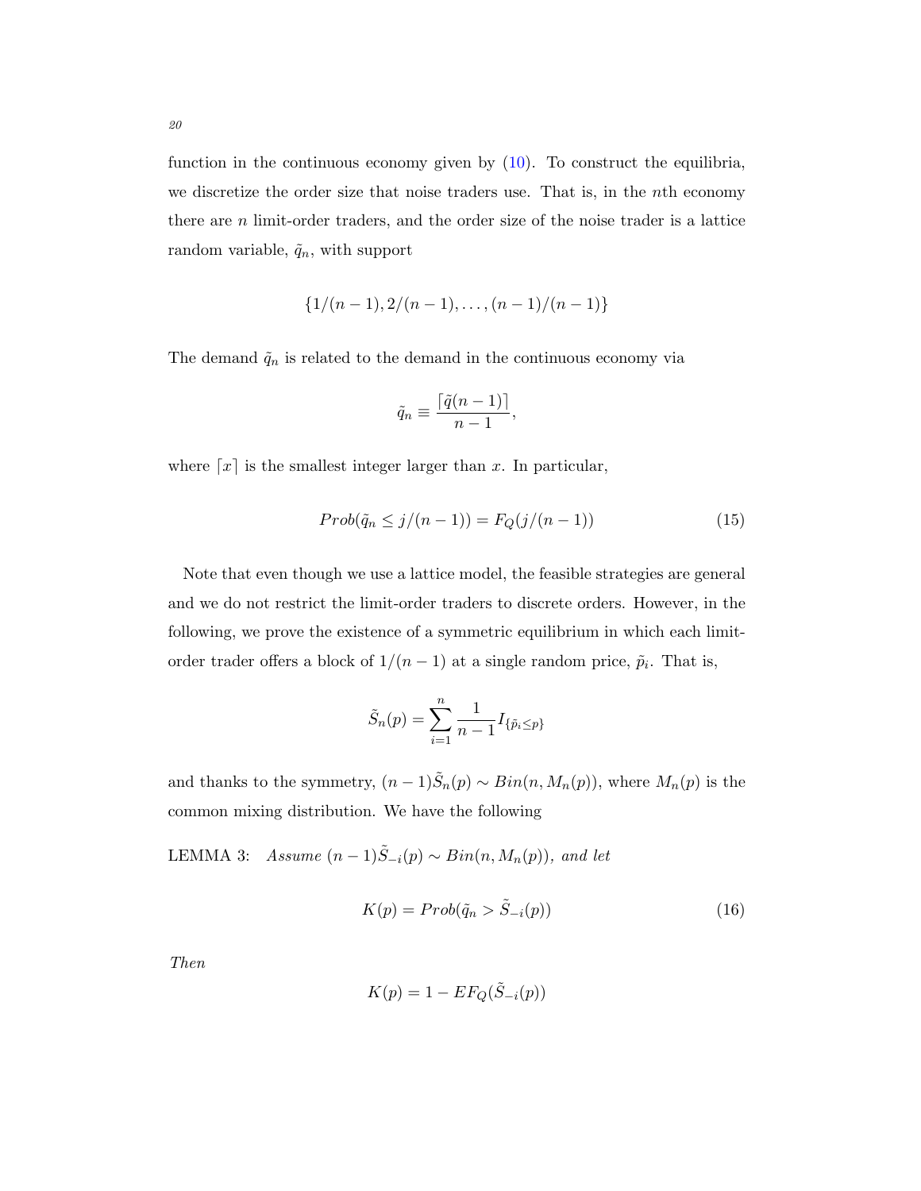function in the continuous economy given by (10). To construct the equilibria, we discretize the order size that noise traders use. That is, in the $n$th economy there are $n$ limit-order traders, and the order size of the noise trader is a lattice random variable, $\tilde{q}_n$, with support

$$\{1/(n-1), 2/(n-1), \ldots, (n-1)/(n-1)\}$$

The demand $\tilde{q}_n$ is related to the demand in the continuous economy via

$$\tilde{q}_n \equiv \frac{\lceil \tilde{q}(n-1) \rceil}{n-1},$$

where $\lceil x \rceil$ is the smallest integer larger than $x$. In particular,

$$Prob(\tilde{q}_n \leq j/(n-1)) = F_Q(j/(n-1)) \tag{15}$$

Note that even though we use a lattice model, the feasible strategies are general and we do not restrict the limit-order traders to discrete orders. However, in the following, we prove the existence of a symmetric equilibrium in which each limit-order trader offers a block of $1/(n-1)$ at a single random price, $\tilde{p}_i$. That is,

$$\tilde{S}_n(p) = \sum_{i=1}^{n} \frac{1}{n-1} I_{\{\tilde{p}_i \leq p\}}$$

and thanks to the symmetry, $(n-1)\tilde{S}_n(p) \sim Bin(n, M_n(p))$, where $M_n(p)$ is the common mixing distribution. We have the following

LEMMA 3: *Assume* $(n-1)\tilde{S}_{-i}(p) \sim Bin(n, M_n(p))$, *and let*

$$K(p) = Prob(\tilde{q}_n > \tilde{S}_{-i}(p)) \tag{16}$$

*Then*

$$K(p) = 1 - EF_Q(\tilde{S}_{-i}(p))$$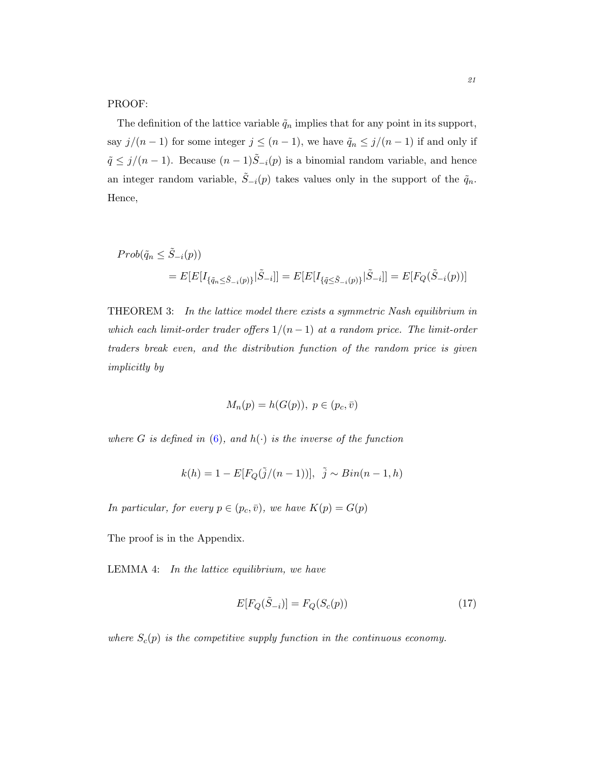PROOF:

The definition of the lattice variable $\tilde{q}_n$ implies that for any point in its support, say $j/(n-1)$ for some integer $j \leq (n-1)$, we have $\tilde{q}_n \leq j/(n-1)$ if and only if $\tilde{q} \leq j/(n-1)$. Because $(n-1)\tilde{S}_{-i}(p)$ is a binomial random variable, and hence an integer random variable, $\tilde{S}_{-i}(p)$ takes values only in the support of the $\tilde{q}_n$. Hence,

$$
\begin{aligned}
&Prob(\tilde{q}_n \leq \tilde{S}_{-i}(p)) \\
&\qquad = E[E[I_{\{\tilde{q}_n \leq \tilde{S}_{-i}(p)\}}|\tilde{S}_{-i}]] = E[E[I_{\{\tilde{q} \leq \tilde{S}_{-i}(p)\}}|\tilde{S}_{-i}]] = E[F_Q(\tilde{S}_{-i}(p))]
\end{aligned}
$$

THEOREM 3: *In the lattice model there exists a symmetric Nash equilibrium in which each limit-order trader offers $1/(n-1)$ at a random price. The limit-order traders break even, and the distribution function of the random price is given implicitly by*

$$
M_n(p) = h(G(p)), \; p \in (p_c, \bar{v})
$$

*where $G$ is defined in (6), and $h(\cdot)$ is the inverse of the function*

$$
k(h) = 1 - E[F_Q(\tilde{j}/(n-1))], \;\; \tilde{j} \sim Bin(n-1, h)
$$

*In particular, for every $p \in (p_c, \bar{v})$, we have $K(p) = G(p)$*

The proof is in the Appendix.

LEMMA 4: *In the lattice equilibrium, we have*

$$
E[F_Q(\tilde{S}_{-i})] = F_Q(S_c(p)) \tag{17}
$$

*where $S_c(p)$ is the competitive supply function in the continuous economy.*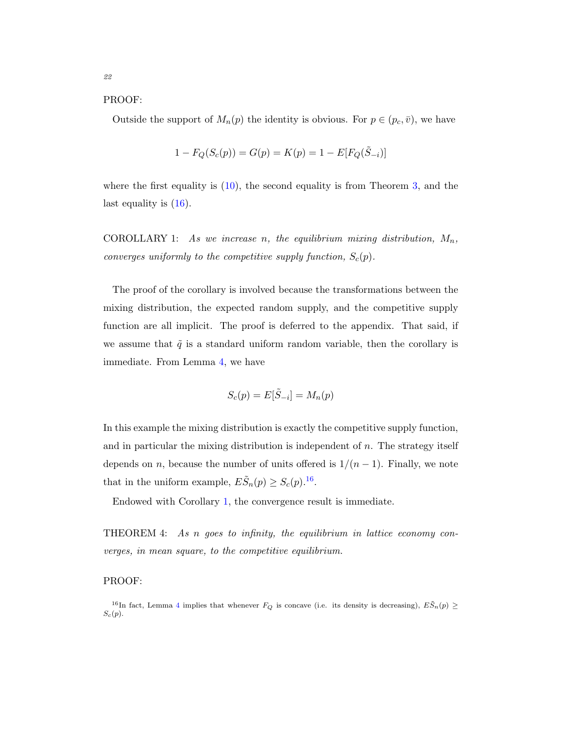PROOF:

Outside the support of $M_n(p)$ the identity is obvious. For $p \in (p_c, \bar{v})$, we have

$$1 - F_Q(S_c(p)) = G(p) = K(p) = 1 - E[F_Q(\tilde{S}_{-i})]$$

where the first equality is (10), the second equality is from Theorem 3, and the last equality is (16).

COROLLARY 1: *As we increase $n$, the equilibrium mixing distribution, $M_n$, converges uniformly to the competitive supply function, $S_c(p)$.*

The proof of the corollary is involved because the transformations between the mixing distribution, the expected random supply, and the competitive supply function are all implicit. The proof is deferred to the appendix. That said, if we assume that $\tilde{q}$ is a standard uniform random variable, then the corollary is immediate. From Lemma 4, we have

$$S_c(p) = E[\tilde{S}_{-i}] = M_n(p)$$

In this example the mixing distribution is exactly the competitive supply function, and in particular the mixing distribution is independent of $n$. The strategy itself depends on $n$, because the number of units offered is $1/(n-1)$. Finally, we note that in the uniform example, $E\tilde{S}_n(p) \geq S_c(p)$.[16].

Endowed with Corollary 1, the convergence result is immediate.

THEOREM 4: *As $n$ goes to infinity, the equilibrium in lattice economy converges, in mean square, to the competitive equilibrium.*

PROOF:

[16]In fact, Lemma 4 implies that whenever $F_Q$ is concave (i.e. its density is decreasing), $E\tilde{S}_n(p) \geq S_c(p)$.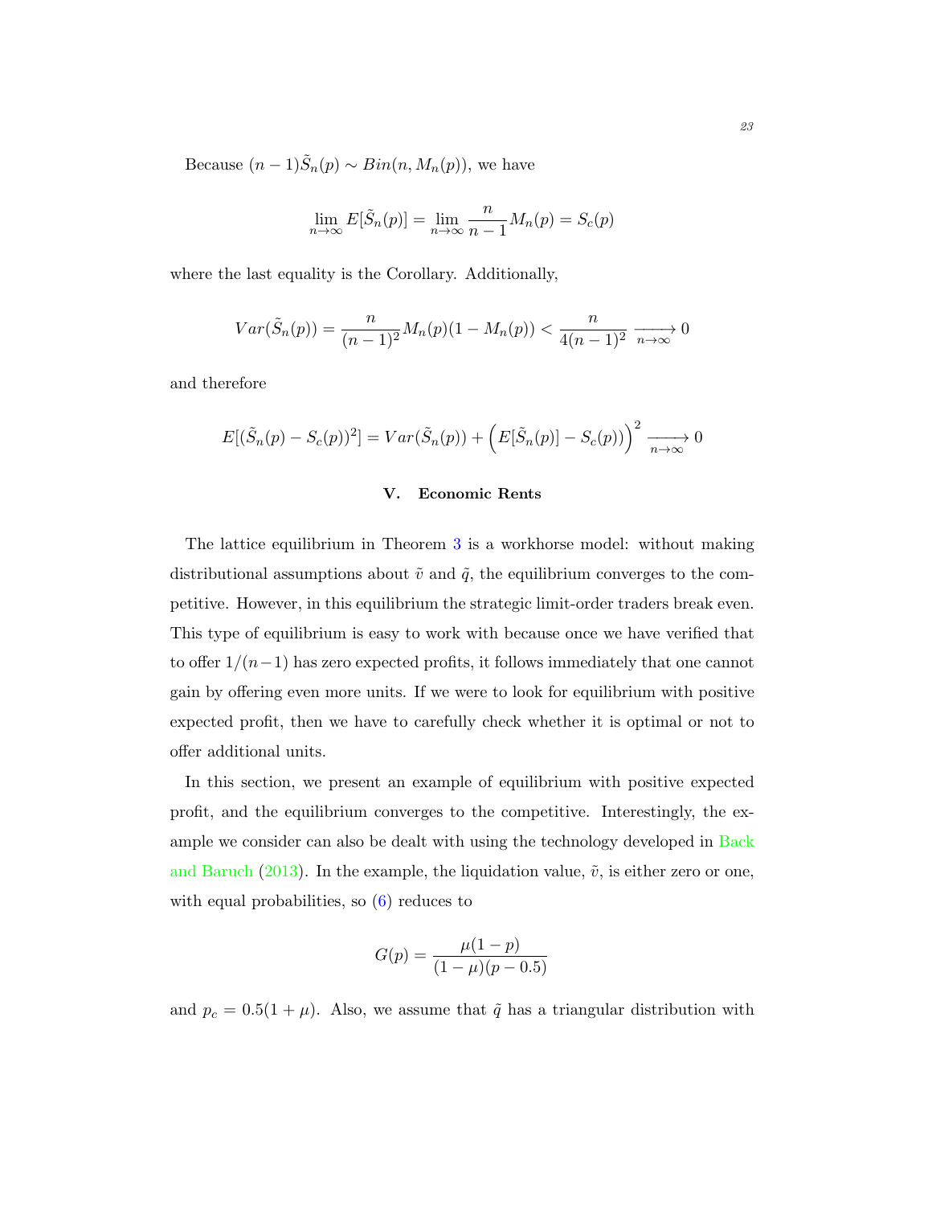Because $(n-1)\tilde{S}_n(p) \sim Bin(n, M_n(p))$, we have

$$\lim_{n\to\infty} E[\tilde{S}_n(p)] = \lim_{n\to\infty} \frac{n}{n-1} M_n(p) = S_c(p)$$

where the last equality is the Corollary. Additionally,

$$Var(\tilde{S}_n(p)) = \frac{n}{(n-1)^2} M_n(p)(1 - M_n(p)) < \frac{n}{4(n-1)^2} \xrightarrow[n\to\infty]{} 0$$

and therefore

$$E[(\tilde{S}_n(p) - S_c(p))^2] = Var(\tilde{S}_n(p)) + \Big(E[\tilde{S}_n(p)] - S_c(p)\Big)^2 \xrightarrow[n\to\infty]{} 0$$

## V. Economic Rents

The lattice equilibrium in Theorem 3 is a workhorse model: without making distributional assumptions about $\tilde{v}$ and $\tilde{q}$, the equilibrium converges to the competitive. However, in this equilibrium the strategic limit-order traders break even. This type of equilibrium is easy to work with because once we have verified that to offer $1/(n-1)$ has zero expected profits, it follows immediately that one cannot gain by offering even more units. If we were to look for equilibrium with positive expected profit, then we have to carefully check whether it is optimal or not to offer additional units.

In this section, we present an example of equilibrium with positive expected profit, and the equilibrium converges to the competitive. Interestingly, the example we consider can also be dealt with using the technology developed in Back and Baruch (2013). In the example, the liquidation value, $\tilde{v}$, is either zero or one, with equal probabilities, so (6) reduces to

$$G(p) = \frac{\mu(1-p)}{(1-\mu)(p-0.5)}$$

and $p_c = 0.5(1+\mu)$. Also, we assume that $\tilde{q}$ has a triangular distribution with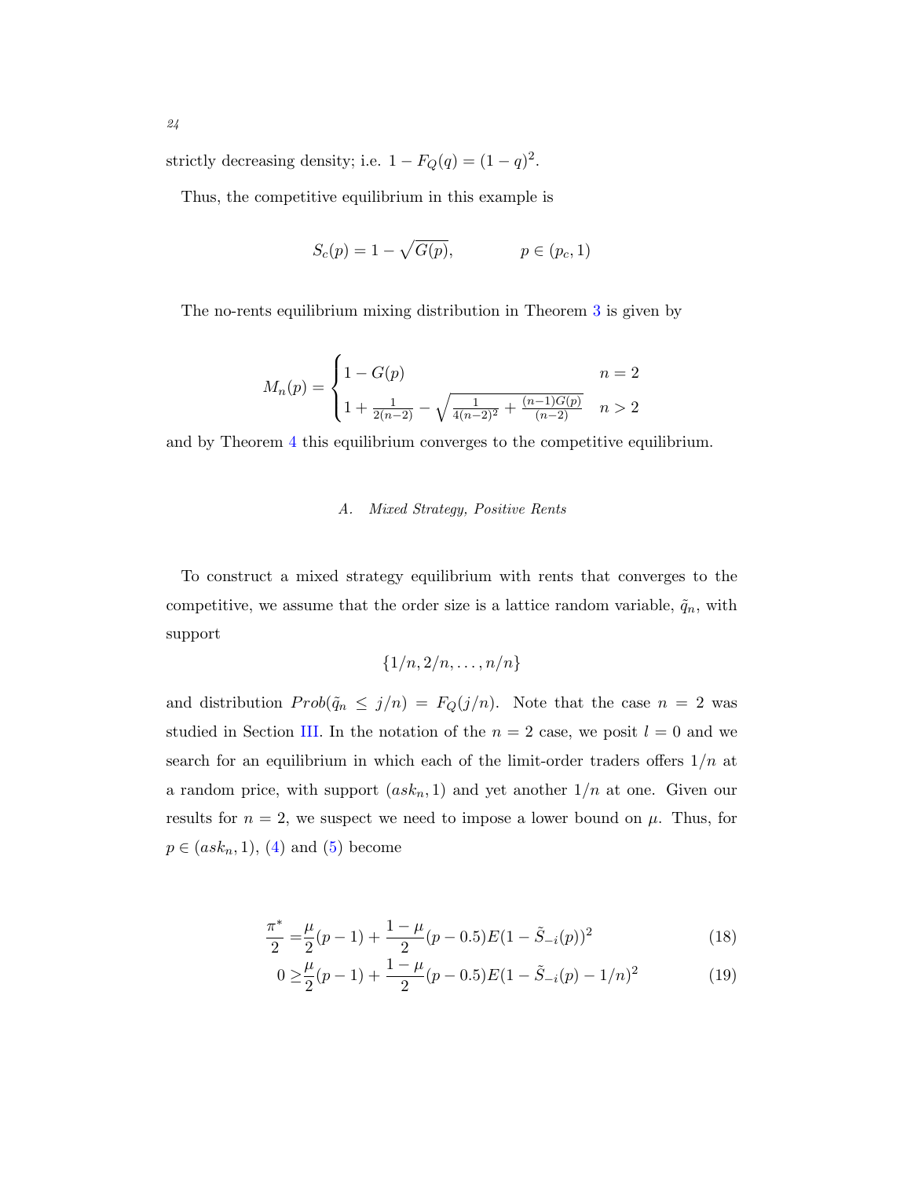strictly decreasing density; i.e. $1 - F_Q(q) = (1-q)^2$.

Thus, the competitive equilibrium in this example is

$$S_c(p) = 1 - \sqrt{G(p)}, \qquad\qquad p \in (p_c, 1)$$

The no-rents equilibrium mixing distribution in Theorem 3 is given by

$$M_n(p) = \begin{cases} 1 - G(p) & n = 2 \\ 1 + \frac{1}{2(n-2)} - \sqrt{\frac{1}{4(n-2)^2} + \frac{(n-1)G(p)}{(n-2)}} & n > 2 \end{cases}$$

and by Theorem 4 this equilibrium converges to the competitive equilibrium.

### A. *Mixed Strategy, Positive Rents*

To construct a mixed strategy equilibrium with rents that converges to the competitive, we assume that the order size is a lattice random variable, $\tilde{q}_n$, with support

$$\{1/n, 2/n, \ldots, n/n\}$$

and distribution $Prob(\tilde{q}_n \leq j/n) = F_Q(j/n)$. Note that the case $n = 2$ was studied in Section III. In the notation of the $n = 2$ case, we posit $l = 0$ and we search for an equilibrium in which each of the limit-order traders offers $1/n$ at a random price, with support $(ask_n, 1)$ and yet another $1/n$ at one. Given our results for $n = 2$, we suspect we need to impose a lower bound on $\mu$. Thus, for $p \in (ask_n, 1)$, (4) and (5) become

$$\frac{\pi^*}{2} = \frac{\mu}{2}(p-1) + \frac{1-\mu}{2}(p - 0.5)E(1 - \tilde{S}_{-i}(p))^2 \tag{18}$$

$$0 \geq \frac{\mu}{2}(p-1) + \frac{1-\mu}{2}(p-0.5)E(1 - \tilde{S}_{-i}(p) - 1/n)^2 \tag{19}$$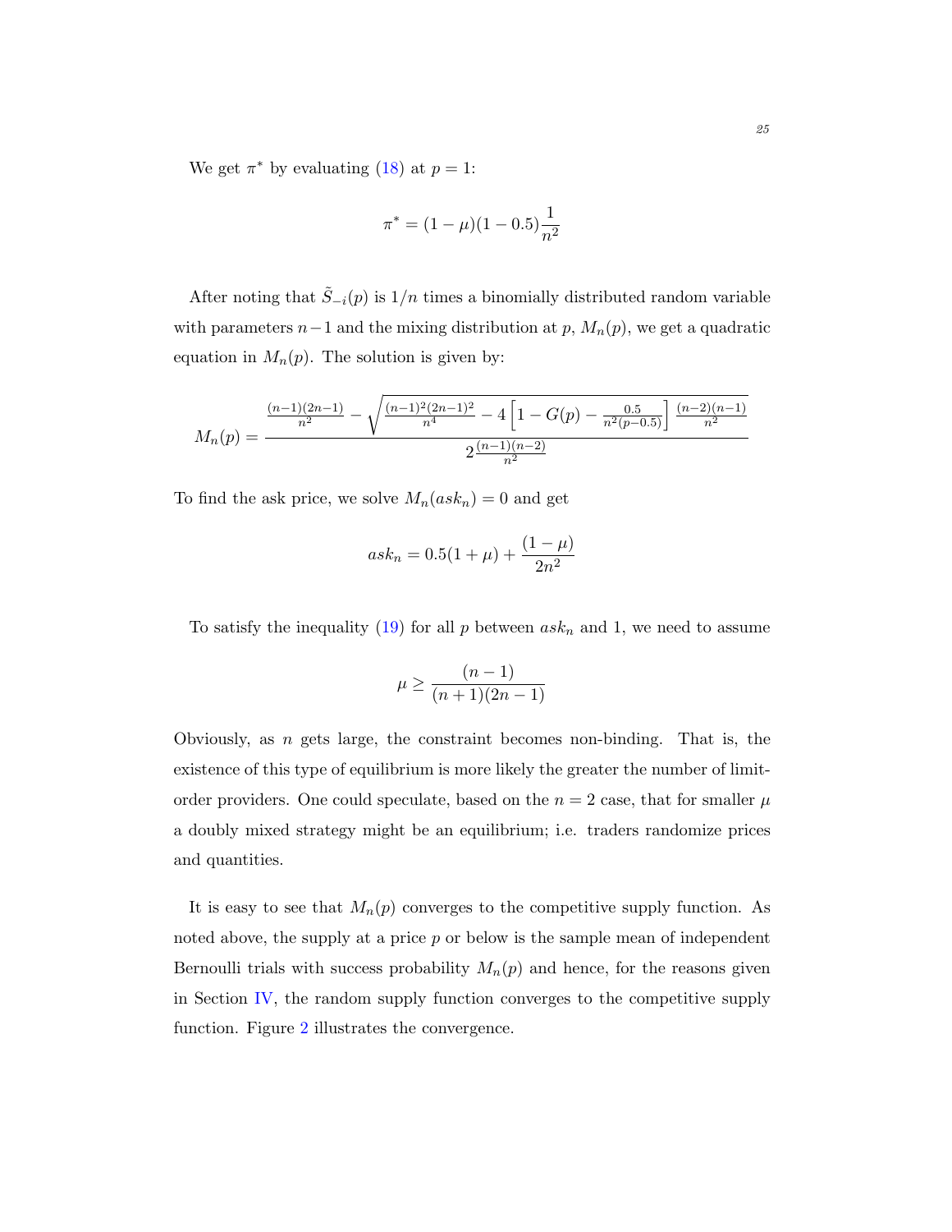We get $\pi^*$ by evaluating (18) at $p = 1$:

$$\pi^* = (1 - \mu)(1 - 0.5)\frac{1}{n^2}$$

After noting that $\tilde{S}_{-i}(p)$ is $1/n$ times a binomially distributed random variable with parameters $n-1$ and the mixing distribution at $p$, $M_n(p)$, we get a quadratic equation in $M_n(p)$. The solution is given by:

$$M_n(p) = \frac{\frac{(n-1)(2n-1)}{n^2} - \sqrt{\frac{(n-1)^2(2n-1)^2}{n^4} - 4\left[1 - G(p) - \frac{0.5}{n^2(p-0.5)}\right]\frac{(n-2)(n-1)}{n^2}}}{2\frac{(n-1)(n-2)}{n^2}}$$

To find the ask price, we solve $M_n(ask_n) = 0$ and get

$$ask_n = 0.5(1 + \mu) + \frac{(1-\mu)}{2n^2}$$

To satisfy the inequality (19) for all $p$ between $ask_n$ and 1, we need to assume

$$\mu \geq \frac{(n-1)}{(n+1)(2n-1)}$$

Obviously, as $n$ gets large, the constraint becomes non-binding. That is, the existence of this type of equilibrium is more likely the greater the number of limit-order providers. One could speculate, based on the $n = 2$ case, that for smaller $\mu$ a doubly mixed strategy might be an equilibrium; i.e. traders randomize prices and quantities.

It is easy to see that $M_n(p)$ converges to the competitive supply function. As noted above, the supply at a price $p$ or below is the sample mean of independent Bernoulli trials with success probability $M_n(p)$ and hence, for the reasons given in Section IV, the random supply function converges to the competitive supply function. Figure 2 illustrates the convergence.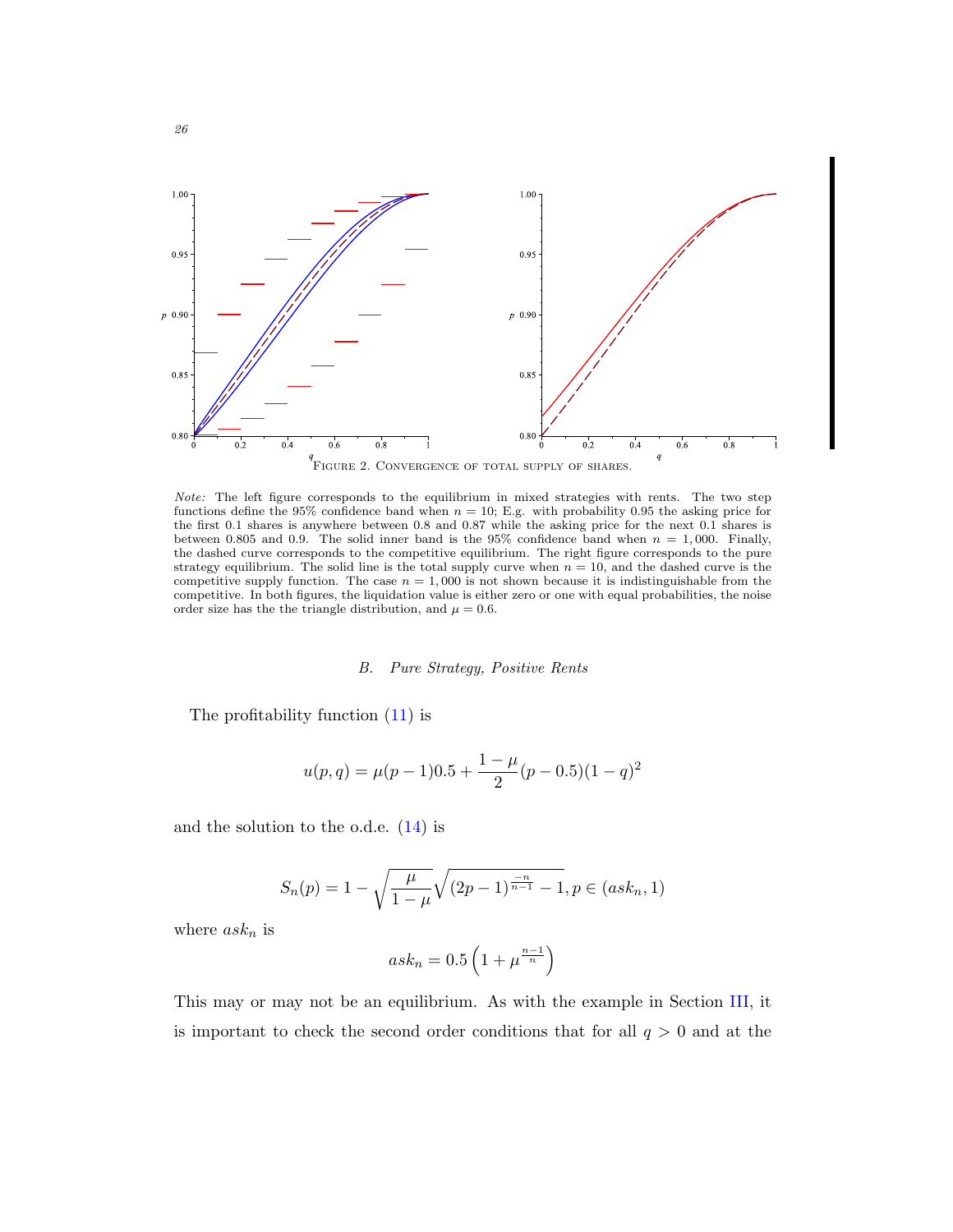FIGURE 2. CONVERGENCE OF TOTAL SUPPLY OF SHARES.

*Note:* The left figure corresponds to the equilibrium in mixed strategies with rents. The two step functions define the 95% confidence band when $n = 10$; E.g. with probability 0.95 the asking price for the first 0.1 shares is anywhere between 0.8 and 0.87 while the asking price for the next 0.1 shares is between 0.805 and 0.9. The solid inner band is the 95% confidence band when $n = 1,000$. Finally, the dashed curve corresponds to the competitive equilibrium. The right figure corresponds to the pure strategy equilibrium. The solid line is the total supply curve when $n = 10$, and the dashed curve is the competitive supply function. The case $n = 1,000$ is not shown because it is indistinguishable from the competitive. In both figures, the liquidation value is either zero or one with equal probabilities, the noise order size has the the triangle distribution, and $\mu = 0.6$.

### B. Pure Strategy, Positive Rents

The profitability function (11) is

$$u(p, q) = \mu(p-1)0.5 + \frac{1-\mu}{2}(p-0.5)(1-q)^2$$

and the solution to the o.d.e. (14) is

$$S_n(p) = 1 - \sqrt{\frac{\mu}{1-\mu}}\sqrt{(2p-1)^{\frac{-n}{n-1}} - 1}, p \in (ask_n, 1)$$

where $ask_n$ is

$$ask_n = 0.5\left(1 + \mu^{\frac{n-1}{n}}\right)$$

This may or may not be an equilibrium. As with the example in Section III, it is important to check the second order conditions that for all $q > 0$ and at the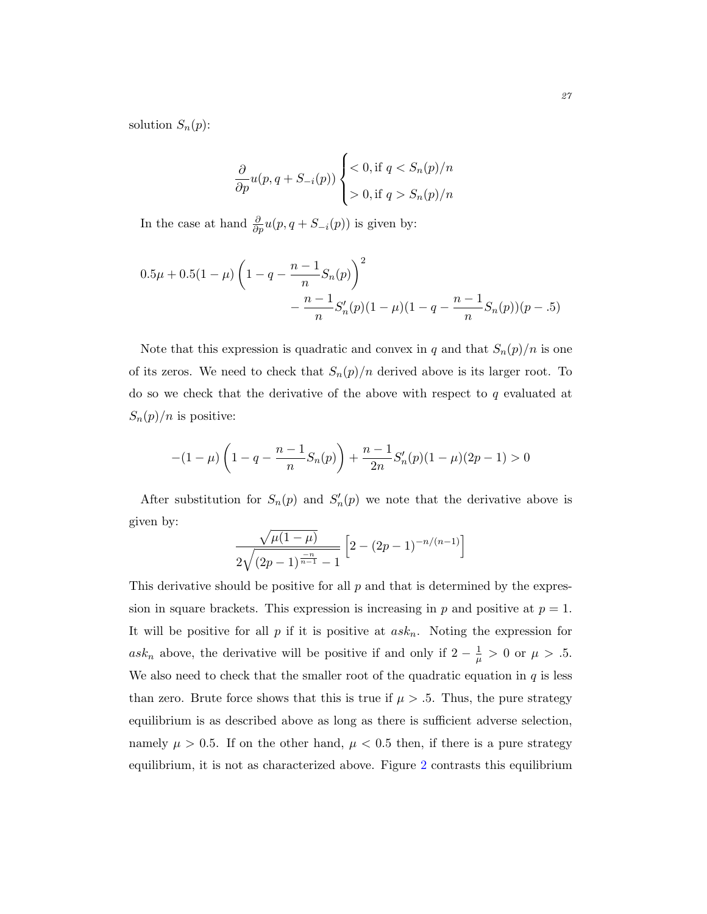solution $S_n(p)$:

$$\frac{\partial}{\partial p} u(p, q + S_{-i}(p)) \begin{cases} < 0, \text{if } q < S_n(p)/n \\ > 0, \text{if } q > S_n(p)/n \end{cases}$$

In the case at hand $\frac{\partial}{\partial p} u(p, q + S_{-i}(p))$ is given by:

$$0.5\mu + 0.5(1-\mu)\left(1 - q - \frac{n-1}{n}S_n(p)\right)^2 \\ - \frac{n-1}{n}S_n'(p)(1-\mu)(1 - q - \frac{n-1}{n}S_n(p))(p - .5)$$

Note that this expression is quadratic and convex in $q$ and that $S_n(p)/n$ is one of its zeros. We need to check that $S_n(p)/n$ derived above is its larger root. To do so we check that the derivative of the above with respect to $q$ evaluated at $S_n(p)/n$ is positive:

$$-(1-\mu)\left(1 - q - \frac{n-1}{n}S_n(p)\right) + \frac{n-1}{2n}S_n'(p)(1-\mu)(2p-1) > 0$$

After substitution for $S_n(p)$ and $S_n'(p)$ we note that the derivative above is given by:

$$\frac{\sqrt{\mu(1-\mu)}}{2\sqrt{(2p-1)^{\frac{-n}{n-1}} - 1}}\left[2 - (2p-1)^{-n/(n-1)}\right]$$

This derivative should be positive for all $p$ and that is determined by the expression in square brackets. This expression is increasing in $p$ and positive at $p = 1$. It will be positive for all $p$ if it is positive at $ask_n$. Noting the expression for $ask_n$ above, the derivative will be positive if and only if $2 - \frac{1}{\mu} > 0$ or $\mu > .5$. We also need to check that the smaller root of the quadratic equation in $q$ is less than zero. Brute force shows that this is true if $\mu > .5$. Thus, the pure strategy equilibrium is as described above as long as there is sufficient adverse selection, namely $\mu > 0.5$. If on the other hand, $\mu < 0.5$ then, if there is a pure strategy equilibrium, it is not as characterized above. Figure 2 contrasts this equilibrium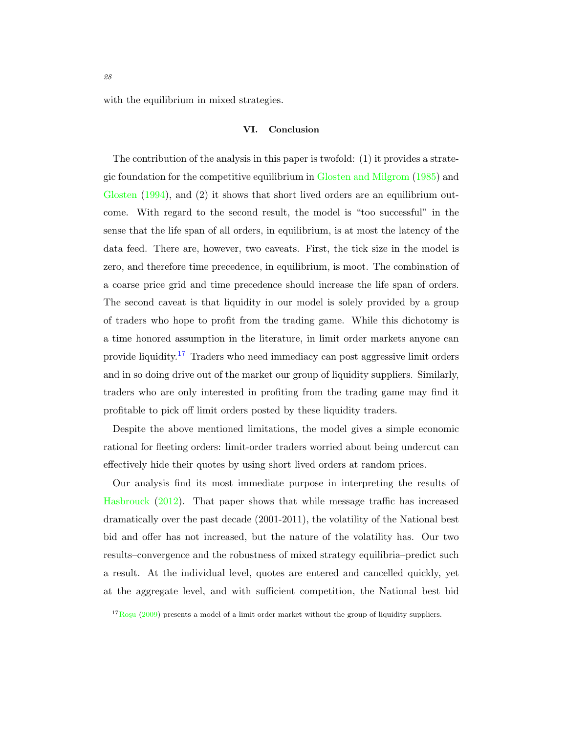with the equilibrium in mixed strategies.

## VI. Conclusion

The contribution of the analysis in this paper is twofold: (1) it provides a strategic foundation for the competitive equilibrium in Glosten and Milgrom (1985) and Glosten (1994), and (2) it shows that short lived orders are an equilibrium outcome. With regard to the second result, the model is "too successful" in the sense that the life span of all orders, in equilibrium, is at most the latency of the data feed. There are, however, two caveats. First, the tick size in the model is zero, and therefore time precedence, in equilibrium, is moot. The combination of a coarse price grid and time precedence should increase the life span of orders. The second caveat is that liquidity in our model is solely provided by a group of traders who hope to profit from the trading game. While this dichotomy is a time honored assumption in the literature, in limit order markets anyone can provide liquidity.[17] Traders who need immediacy can post aggressive limit orders and in so doing drive out of the market our group of liquidity suppliers. Similarly, traders who are only interested in profiting from the trading game may find it profitable to pick off limit orders posted by these liquidity traders.

Despite the above mentioned limitations, the model gives a simple economic rational for fleeting orders: limit-order traders worried about being undercut can effectively hide their quotes by using short lived orders at random prices.

Our analysis find its most immediate purpose in interpreting the results of Hasbrouck (2012). That paper shows that while message traffic has increased dramatically over the past decade (2001-2011), the volatility of the National best bid and offer has not increased, but the nature of the volatility has. Our two results–convergence and the robustness of mixed strategy equilibria–predict such a result. At the individual level, quotes are entered and cancelled quickly, yet at the aggregate level, and with sufficient competition, the National best bid

[17] Roşu (2009) presents a model of a limit order market without the group of liquidity suppliers.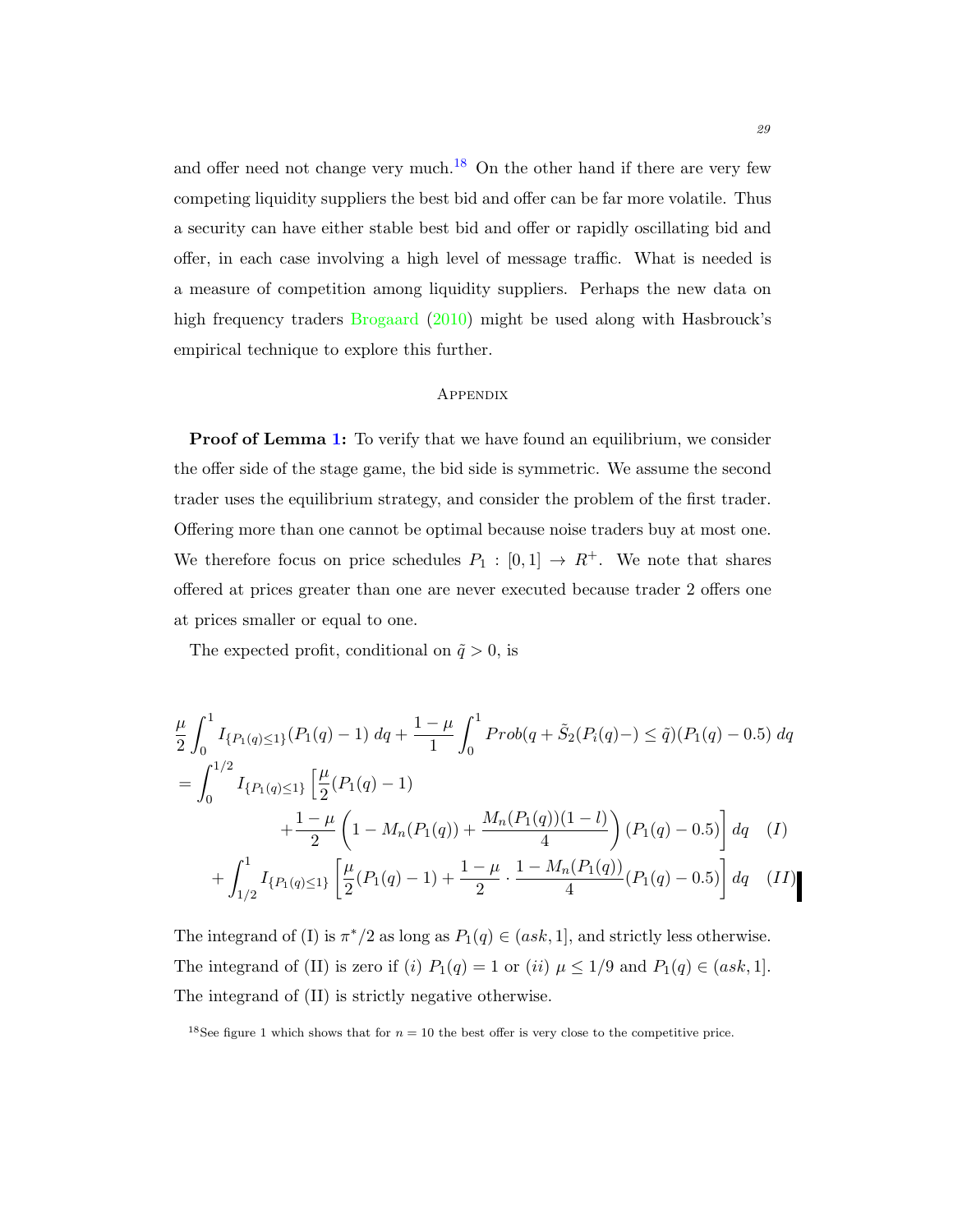and offer need not change very much.[18] On the other hand if there are very few competing liquidity suppliers the best bid and offer can be far more volatile. Thus a security can have either stable best bid and offer or rapidly oscillating bid and offer, in each case involving a high level of message traffic. What is needed is a measure of competition among liquidity suppliers. Perhaps the new data on high frequency traders Brogaard (2010) might be used along with Hasbrouck's empirical technique to explore this further.

## Appendix

**Proof of Lemma 1:** To verify that we have found an equilibrium, we consider the offer side of the stage game, the bid side is symmetric. We assume the second trader uses the equilibrium strategy, and consider the problem of the first trader. Offering more than one cannot be optimal because noise traders buy at most one. We therefore focus on price schedules $P_1 : [0, 1] \to R^+$. We note that shares offered at prices greater than one are never executed because trader 2 offers one at prices smaller or equal to one.

The expected profit, conditional on $\tilde{q} > 0$, is

$$
\begin{aligned}
&\frac{\mu}{2}\int_0^1 I_{\{P_1(q)\leq 1\}}(P_1(q)-1)\,dq + \frac{1-\mu}{1}\int_0^1 Prob(q+\tilde{S}_2(P_i(q)-)\leq \tilde{q})(P_1(q)-0.5)\,dq \\
&= \int_0^{1/2} I_{\{P_1(q)\leq 1\}}\Big[\frac{\mu}{2}(P_1(q)-1) \\
&\qquad\qquad + \frac{1-\mu}{2}\left(1-M_n(P_1(q))+\frac{M_n(P_1(q))(1-l)}{4}\right)(P_1(q)-0.5)\Big]\,dq \quad (I) \\
&\quad + \int_{1/2}^1 I_{\{P_1(q)\leq 1\}}\left[\frac{\mu}{2}(P_1(q)-1)+\frac{1-\mu}{2}\cdot\frac{1-M_n(P_1(q))}{4}(P_1(q)-0.5)\right]\,dq \quad (II)
\end{aligned}
$$

The integrand of (I) is $\pi^*/2$ as long as $P_1(q) \in (ask, 1]$, and strictly less otherwise. The integrand of (II) is zero if (*i*) $P_1(q) = 1$ or (*ii*) $\mu \leq 1/9$ and $P_1(q) \in (ask, 1]$. The integrand of (II) is strictly negative otherwise.

[18] See figure 1 which shows that for $n = 10$ the best offer is very close to the competitive price.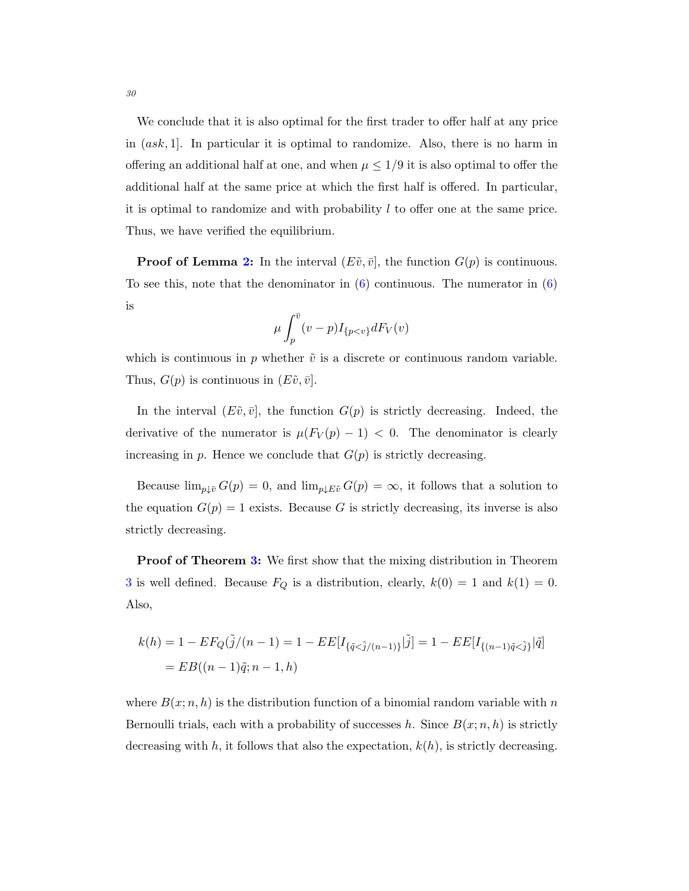We conclude that it is also optimal for the first trader to offer half at any price in $(ask, 1]$. In particular it is optimal to randomize. Also, there is no harm in offering an additional half at one, and when $\mu \leq 1/9$ it is also optimal to offer the additional half at the same price at which the first half is offered. In particular, it is optimal to randomize and with probability $l$ to offer one at the same price. Thus, we have verified the equilibrium.

**Proof of Lemma 2:** In the interval $(E\tilde{v}, \bar{v}]$, the function $G(p)$ is continuous. To see this, note that the denominator in (6) continuous. The numerator in (6) is

$$\mu \int_{p}^{\bar{v}} (v-p) I_{\{p<v\}} dF_V(v)$$

which is continuous in $p$ whether $\tilde{v}$ is a discrete or continuous random variable. Thus, $G(p)$ is continuous in $(E\tilde{v}, \bar{v}]$.

In the interval $(E\tilde{v}, \bar{v}]$, the function $G(p)$ is strictly decreasing. Indeed, the derivative of the numerator is $\mu(F_V(p) - 1) < 0$. The denominator is clearly increasing in $p$. Hence we conclude that $G(p)$ is strictly decreasing.

Because $\lim_{p \downarrow \bar{v}} G(p) = 0$, and $\lim_{p \downarrow E\tilde{v}} G(p) = \infty$, it follows that a solution to the equation $G(p) = 1$ exists. Because $G$ is strictly decreasing, its inverse is also strictly decreasing.

**Proof of Theorem 3:** We first show that the mixing distribution in Theorem 3 is well defined. Because $F_Q$ is a distribution, clearly, $k(0) = 1$ and $k(1) = 0$. Also,

$$\begin{aligned}
k(h) &= 1 - EF_Q(\tilde{j}/(n-1)) = 1 - EE[I_{\{\tilde{q}<\tilde{j}/(n-1)\}}|\tilde{j}] = 1 - EE[I_{\{(n-1)\tilde{q}<\tilde{j}\}}|\tilde{q}] \\
&= EB((n-1)\tilde{q}; n-1, h)
\end{aligned}$$

where $B(x; n, h)$ is the distribution function of a binomial random variable with $n$ Bernoulli trials, each with a probability of successes $h$. Since $B(x; n, h)$ is strictly decreasing with $h$, it follows that also the expectation, $k(h)$, is strictly decreasing.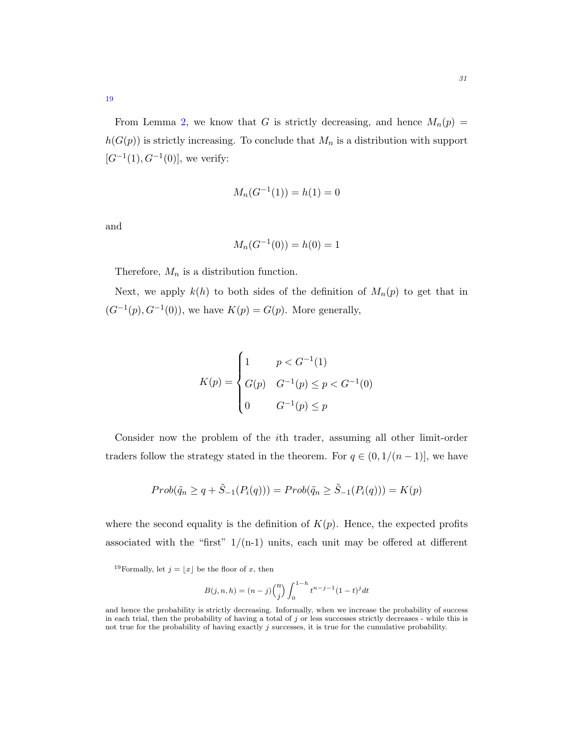19

From Lemma 2, we know that $G$ is strictly decreasing, and hence $M_n(p) = h(G(p))$ is strictly increasing. To conclude that $M_n$ is a distribution with support $[G^{-1}(1), G^{-1}(0)]$, we verify:

$$M_n(G^{-1}(1)) = h(1) = 0$$

and

$$M_n(G^{-1}(0)) = h(0) = 1$$

Therefore, $M_n$ is a distribution function.

Next, we apply $k(h)$ to both sides of the definition of $M_n(p)$ to get that in $(G^{-1}(p), G^{-1}(0))$, we have $K(p) = G(p)$. More generally,

$$K(p) = \begin{cases} 1 & p < G^{-1}(1) \\ G(p) & G^{-1}(p) \leq p < G^{-1}(0) \\ 0 & G^{-1}(p) \leq p \end{cases}$$

Consider now the problem of the $i$th trader, assuming all other limit-order traders follow the strategy stated in the theorem. For $q \in (0, 1/(n-1)]$, we have

$$Prob(\tilde{q}_n \geq q + \tilde{S}_{-1}(P_i(q))) = Prob(\tilde{q}_n \geq \tilde{S}_{-1}(P_i(q))) = K(p)$$

where the second equality is the definition of $K(p)$. Hence, the expected profits associated with the "first" 1/(n-1) units, each unit may be offered at different

[19]Formally, let $j = \lfloor x \rfloor$ be the floor of $x$, then

$$B(j, n, h) = (n-j)\binom{n}{j}\int_0^{1-h} t^{n-j-1}(1-t)^j dt$$

and hence the probability is strictly decreasing. Informally, when we increase the probability of success in each trial, then the probability of having a total of $j$ or less successes strictly decreases - while this is not true for the probability of having exactly $j$ successes, it is true for the cumulative probability.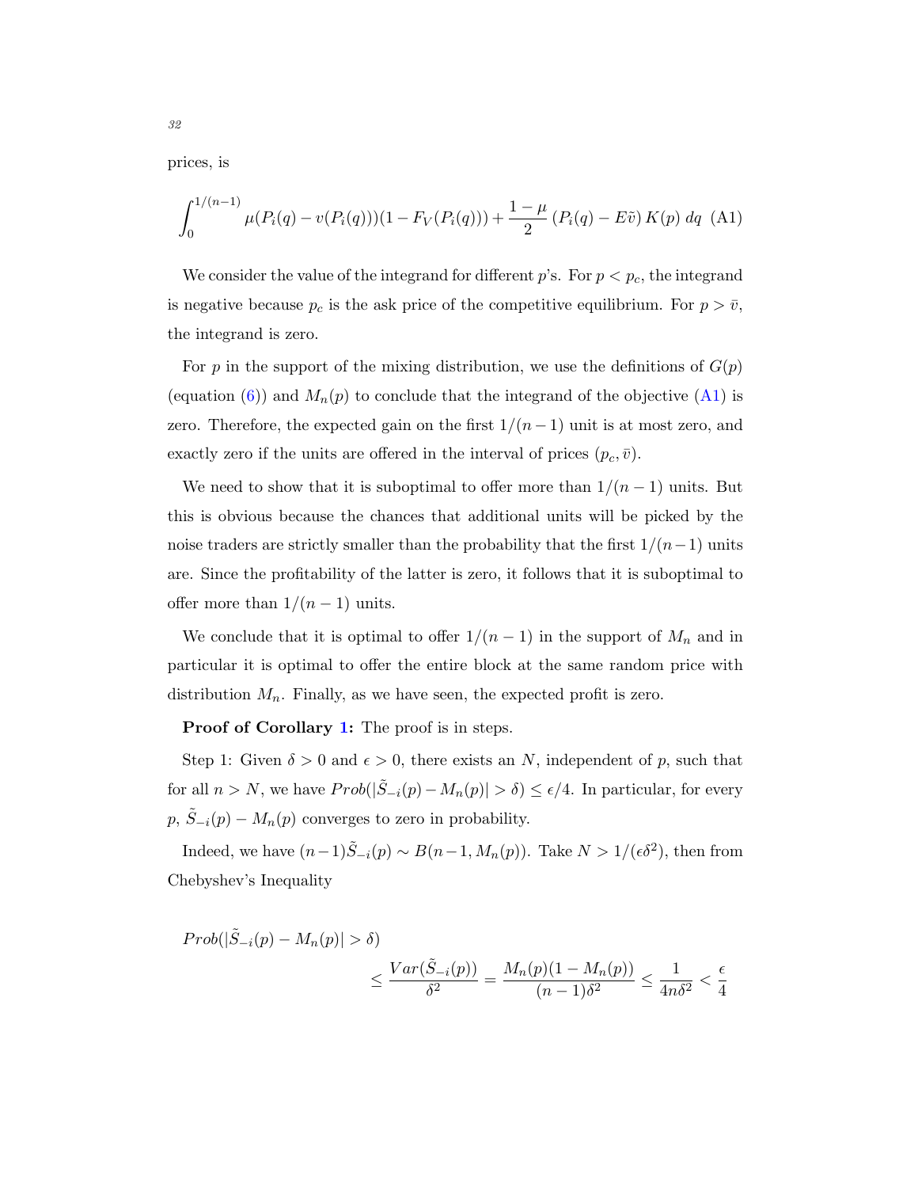prices, is

$$\int_0^{1/(n-1)} \mu(P_i(q) - v(P_i(q)))(1 - F_V(P_i(q))) + \frac{1-\mu}{2}\left(P_i(q) - E\tilde{v}\right) K(p)\, dq \quad \text{(A1)}$$

We consider the value of the integrand for different $p$'s. For $p < p_c$, the integrand is negative because $p_c$ is the ask price of the competitive equilibrium. For $p > \bar{v}$, the integrand is zero.

For $p$ in the support of the mixing distribution, we use the definitions of $G(p)$ (equation (6)) and $M_n(p)$ to conclude that the integrand of the objective (A1) is zero. Therefore, the expected gain on the first $1/(n-1)$ unit is at most zero, and exactly zero if the units are offered in the interval of prices $(p_c, \bar{v})$.

We need to show that it is suboptimal to offer more than $1/(n-1)$ units. But this is obvious because the chances that additional units will be picked by the noise traders are strictly smaller than the probability that the first $1/(n-1)$ units are. Since the profitability of the latter is zero, it follows that it is suboptimal to offer more than $1/(n-1)$ units.

We conclude that it is optimal to offer $1/(n-1)$ in the support of $M_n$ and in particular it is optimal to offer the entire block at the same random price with distribution $M_n$. Finally, as we have seen, the expected profit is zero.

**Proof of Corollary 1:** The proof is in steps.

Step 1: Given $\delta > 0$ and $\epsilon > 0$, there exists an $N$, independent of $p$, such that for all $n > N$, we have $Prob(|\tilde{S}_{-i}(p) - M_n(p)| > \delta) \leq \epsilon/4$. In particular, for every $p$, $\tilde{S}_{-i}(p) - M_n(p)$ converges to zero in probability.

Indeed, we have $(n-1)\tilde{S}_{-i}(p) \sim B(n-1, M_n(p))$. Take $N > 1/(\epsilon\delta^2)$, then from Chebyshev's Inequality

$$Prob(|\tilde{S}_{-i}(p) - M_n(p)| > \delta)$$
$$\leq \frac{Var(\tilde{S}_{-i}(p))}{\delta^2} = \frac{M_n(p)(1-M_n(p))}{(n-1)\delta^2} \leq \frac{1}{4n\delta^2} < \frac{\epsilon}{4}$$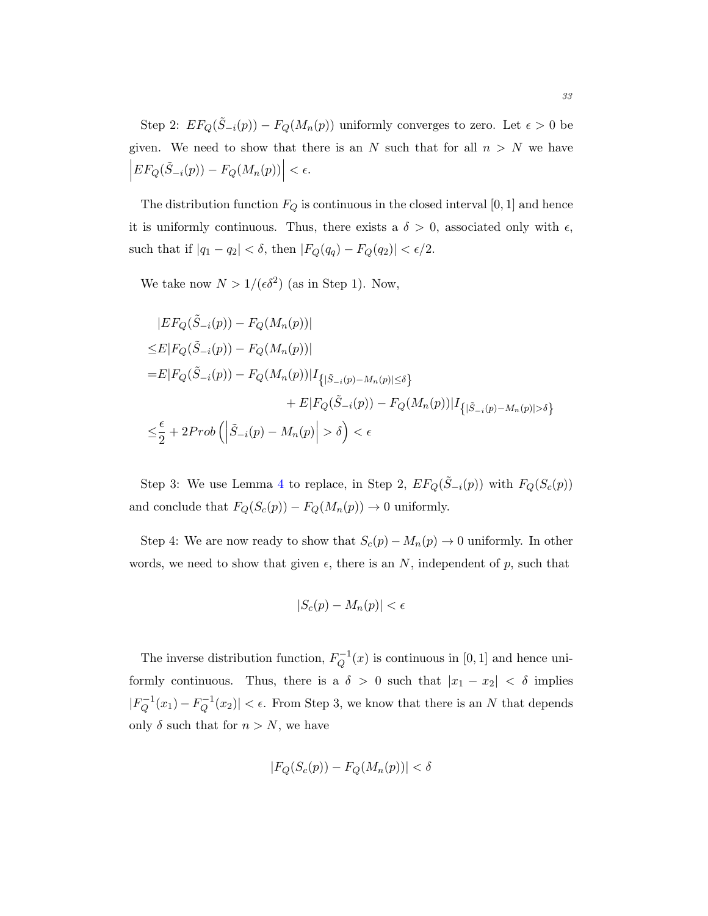Step 2: $EF_Q(\tilde{S}_{-i}(p)) - F_Q(M_n(p))$ uniformly converges to zero. Let $\epsilon > 0$ be given. We need to show that there is an $N$ such that for all $n > N$ we have $\left|EF_Q(\tilde{S}_{-i}(p)) - F_Q(M_n(p))\right| < \epsilon$.

The distribution function $F_Q$ is continuous in the closed interval $[0, 1]$ and hence it is uniformly continuous. Thus, there exists a $\delta > 0$, associated only with $\epsilon$, such that if $|q_1 - q_2| < \delta$, then $|F_Q(q_q) - F_Q(q_2)| < \epsilon/2$.

We take now $N > 1/(\epsilon\delta^2)$ (as in Step 1). Now,

$$
\begin{aligned}
&|EF_Q(\tilde{S}_{-i}(p)) - F_Q(M_n(p))| \\
\leq &E|F_Q(\tilde{S}_{-i}(p)) - F_Q(M_n(p))| \\
= &E|F_Q(\tilde{S}_{-i}(p)) - F_Q(M_n(p))| I_{\left\{|\tilde{S}_{-i}(p) - M_n(p)| \leq \delta\right\}} \\
&\qquad\qquad + E|F_Q(\tilde{S}_{-i}(p)) - F_Q(M_n(p))| I_{\left\{|\tilde{S}_{-i}(p) - M_n(p)| > \delta\right\}} \\
\leq &\frac{\epsilon}{2} + 2Prob\left(\left|\tilde{S}_{-i}(p) - M_n(p)\right| > \delta\right) < \epsilon
\end{aligned}
$$

Step 3: We use Lemma 4 to replace, in Step 2, $EF_Q(\tilde{S}_{-i}(p))$ with $F_Q(S_c(p))$ and conclude that $F_Q(S_c(p)) - F_Q(M_n(p)) \to 0$ uniformly.

Step 4: We are now ready to show that $S_c(p) - M_n(p) \to 0$ uniformly. In other words, we need to show that given $\epsilon$, there is an $N$, independent of $p$, such that

$$
|S_c(p) - M_n(p)| < \epsilon
$$

The inverse distribution function, $F_Q^{-1}(x)$ is continuous in $[0, 1]$ and hence uniformly continuous. Thus, there is a $\delta > 0$ such that $|x_1 - x_2| < \delta$ implies $|F_Q^{-1}(x_1) - F_Q^{-1}(x_2)| < \epsilon$. From Step 3, we know that there is an $N$ that depends only $\delta$ such that for $n > N$, we have

$$
|F_Q(S_c(p)) - F_Q(M_n(p))| < \delta
$$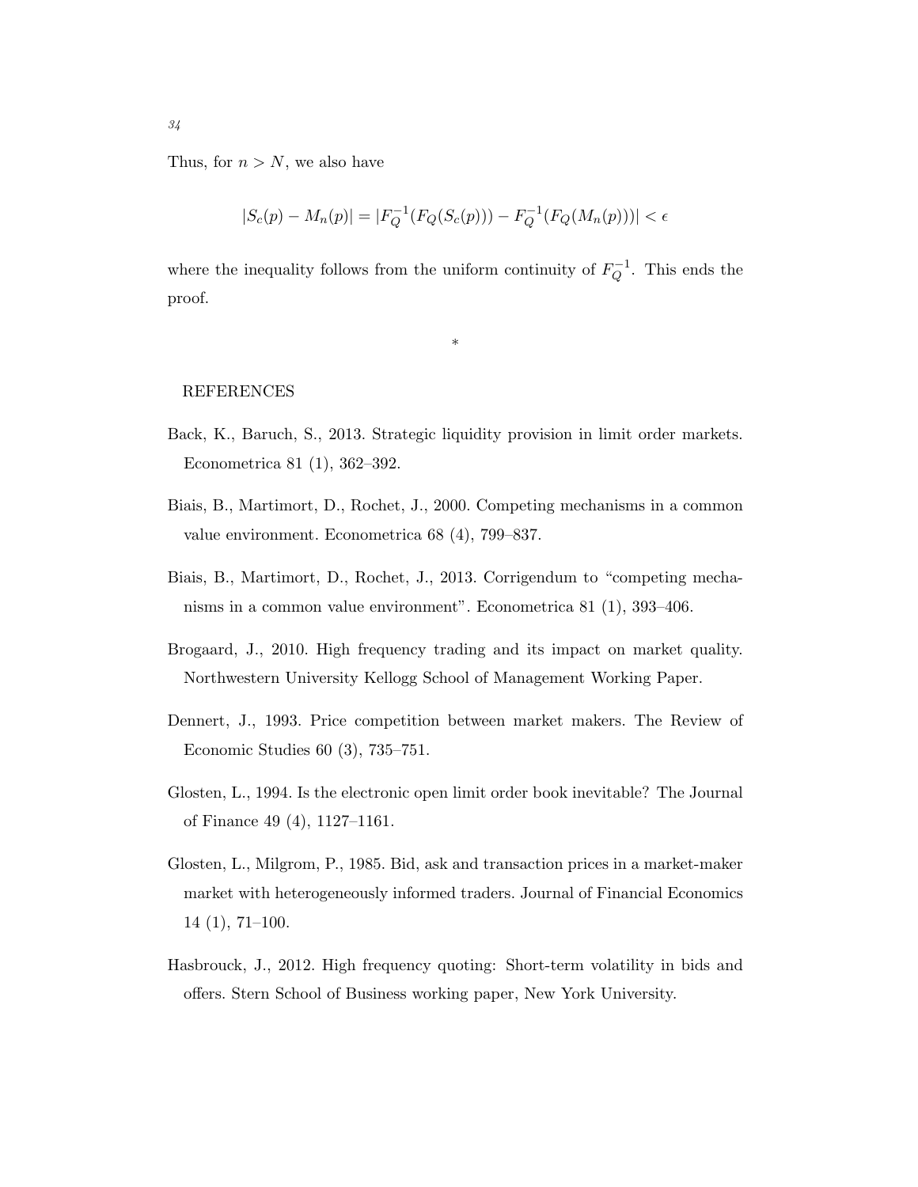Thus, for $n > N$, we also have

$$|S_c(p) - M_n(p)| = |F_Q^{-1}(F_Q(S_c(p))) - F_Q^{-1}(F_Q(M_n(p)))| < \epsilon$$

where the inequality follows from the uniform continuity of $F_Q^{-1}$. This ends the proof.

*

## REFERENCES

Back, K., Baruch, S., 2013. Strategic liquidity provision in limit order markets. Econometrica 81 (1), 362–392.

Biais, B., Martimort, D., Rochet, J., 2000. Competing mechanisms in a common value environment. Econometrica 68 (4), 799–837.

Biais, B., Martimort, D., Rochet, J., 2013. Corrigendum to "competing mechanisms in a common value environment". Econometrica 81 (1), 393–406.

Brogaard, J., 2010. High frequency trading and its impact on market quality. Northwestern University Kellogg School of Management Working Paper.

Dennert, J., 1993. Price competition between market makers. The Review of Economic Studies 60 (3), 735–751.

Glosten, L., 1994. Is the electronic open limit order book inevitable? The Journal of Finance 49 (4), 1127–1161.

Glosten, L., Milgrom, P., 1985. Bid, ask and transaction prices in a market-maker market with heterogeneously informed traders. Journal of Financial Economics 14 (1), 71–100.

Hasbrouck, J., 2012. High frequency quoting: Short-term volatility in bids and offers. Stern School of Business working paper, New York University.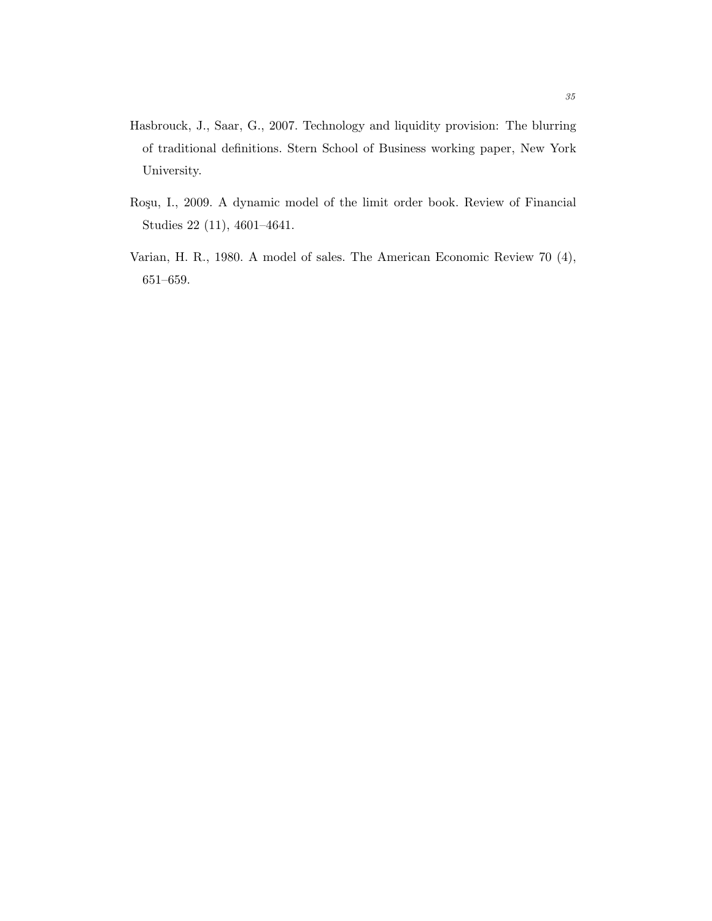Hasbrouck, J., Saar, G., 2007. Technology and liquidity provision: The blurring of traditional definitions. Stern School of Business working paper, New York University.

Roşu, I., 2009. A dynamic model of the limit order book. Review of Financial Studies 22 (11), 4601–4641.

Varian, H. R., 1980. A model of sales. The American Economic Review 70 (4), 651–659.